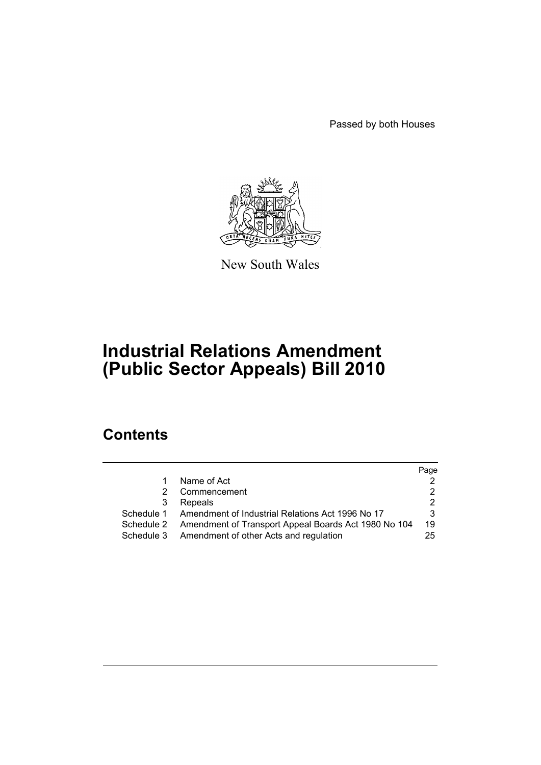Passed by both Houses

New South Wales

# Industrial Relations Amendment (Public Sector Appeals) Bill 2010

## Contents

| | | Page |
|---|---|---|
| 1 | Name of Act | 2 |
| 2 | Commencement | 2 |
| 3 | Repeals | 2 |
| Schedule 1 | Amendment of Industrial Relations Act 1996 No 17 | 3 |
| Schedule 2 | Amendment of Transport Appeal Boards Act 1980 No 104 | 19 |
| Schedule 3 | Amendment of other Acts and regulation | 25 |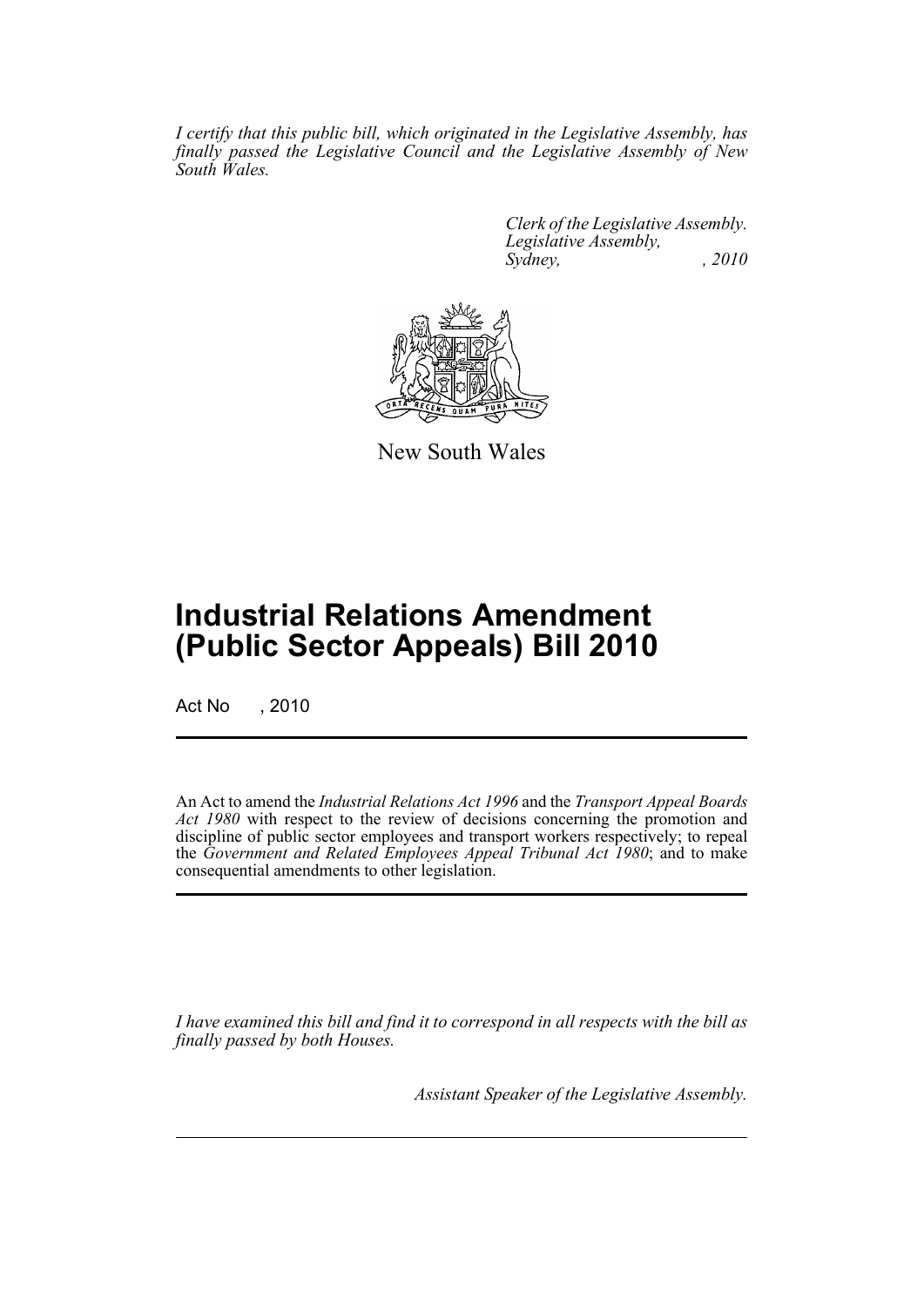*I certify that this public bill, which originated in the Legislative Assembly, has finally passed the Legislative Council and the Legislative Assembly of New South Wales.*

*Clerk of the Legislative Assembly.*
*Legislative Assembly,*
*Sydney, , 2010*

New South Wales

# Industrial Relations Amendment (Public Sector Appeals) Bill 2010

Act No , 2010

An Act to amend the *Industrial Relations Act 1996* and the *Transport Appeal Boards Act 1980* with respect to the review of decisions concerning the promotion and discipline of public sector employees and transport workers respectively; to repeal the *Government and Related Employees Appeal Tribunal Act 1980*; and to make consequential amendments to other legislation.

*I have examined this bill and find it to correspond in all respects with the bill as finally passed by both Houses.*

*Assistant Speaker of the Legislative Assembly.*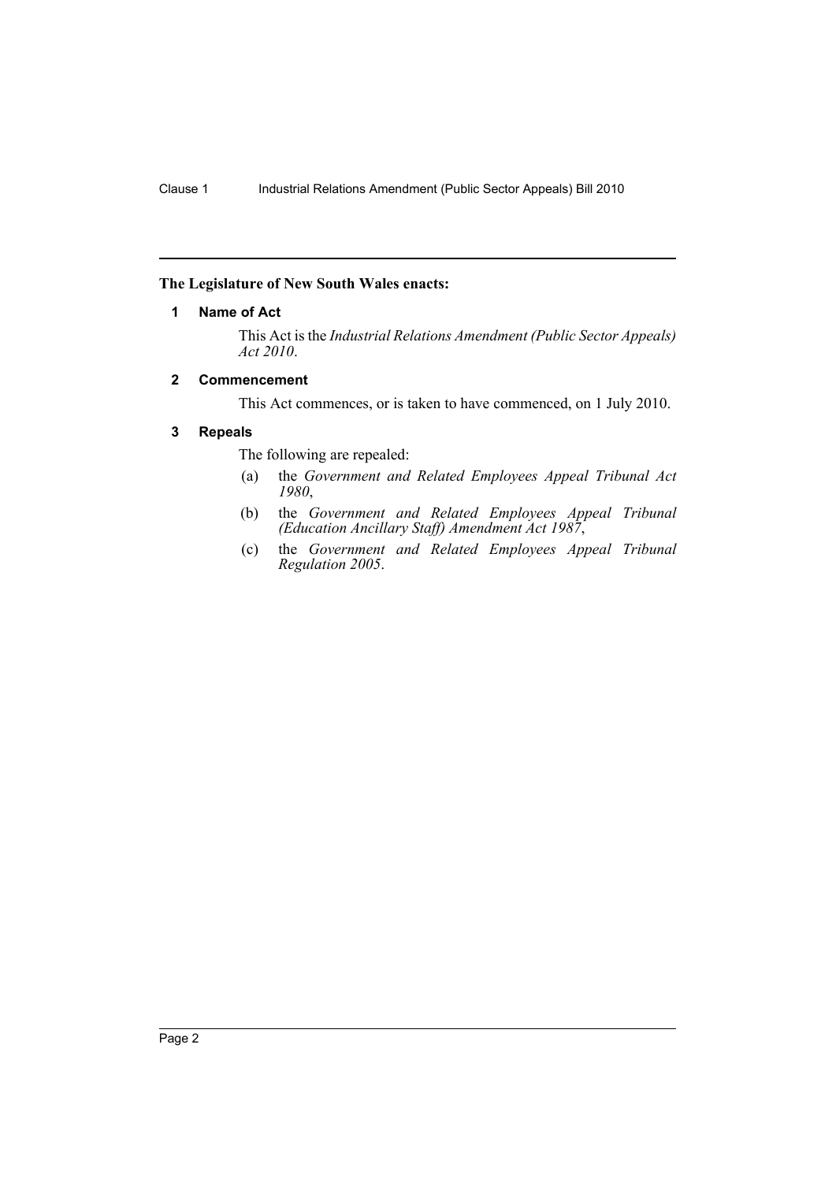**The Legislature of New South Wales enacts:**

## 1 Name of Act

This Act is the *Industrial Relations Amendment (Public Sector Appeals) Act 2010*.

## 2 Commencement

This Act commences, or is taken to have commenced, on 1 July 2010.

## 3 Repeals

The following are repealed:

(a) the *Government and Related Employees Appeal Tribunal Act 1980*,

(b) the *Government and Related Employees Appeal Tribunal (Education Ancillary Staff) Amendment Act 1987*,

(c) the *Government and Related Employees Appeal Tribunal Regulation 2005*.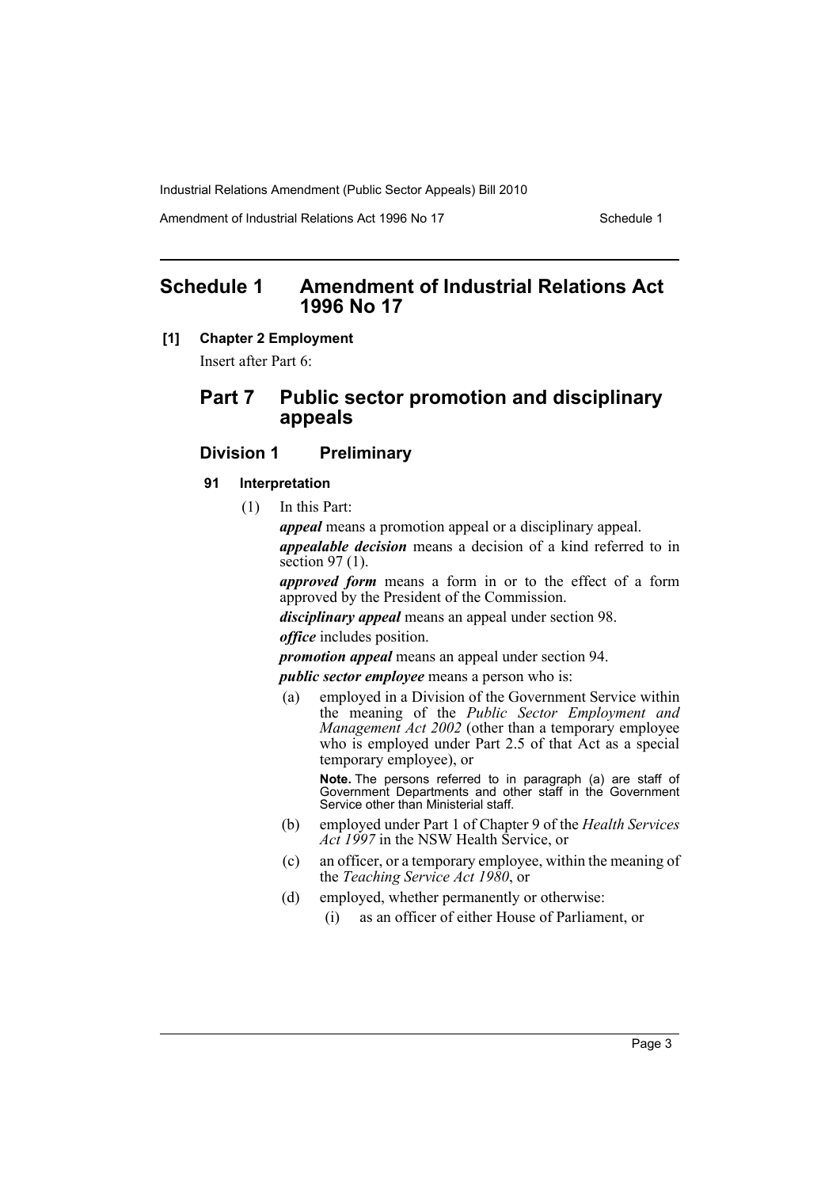## Schedule 1 Amendment of Industrial Relations Act 1996 No 17

**[1] Chapter 2 Employment**

Insert after Part 6:

### Part 7 Public sector promotion and disciplinary appeals

#### Division 1 Preliminary

**91 Interpretation**

(1) In this Part:

***appeal*** means a promotion appeal or a disciplinary appeal.

***appealable decision*** means a decision of a kind referred to in section 97 (1).

***approved form*** means a form in or to the effect of a form approved by the President of the Commission.

***disciplinary appeal*** means an appeal under section 98.

***office*** includes position.

***promotion appeal*** means an appeal under section 94.

***public sector employee*** means a person who is:

(a) employed in a Division of the Government Service within the meaning of the *Public Sector Employment and Management Act 2002* (other than a temporary employee who is employed under Part 2.5 of that Act as a special temporary employee), or

**Note.** The persons referred to in paragraph (a) are staff of Government Departments and other staff in the Government Service other than Ministerial staff.

(b) employed under Part 1 of Chapter 9 of the *Health Services Act 1997* in the NSW Health Service, or

(c) an officer, or a temporary employee, within the meaning of the *Teaching Service Act 1980*, or

(d) employed, whether permanently or otherwise:

(i) as an officer of either House of Parliament, or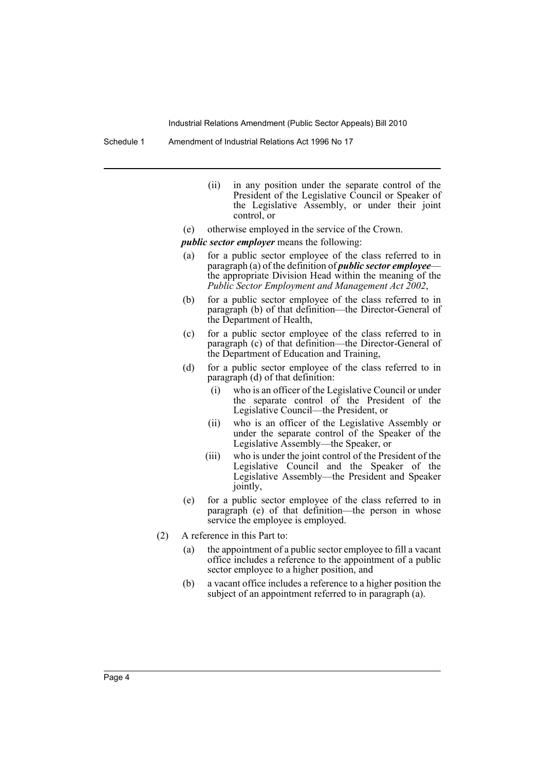(ii) in any position under the separate control of the President of the Legislative Council or Speaker of the Legislative Assembly, or under their joint control, or

(e) otherwise employed in the service of the Crown.

***public sector employer*** means the following:

(a) for a public sector employee of the class referred to in paragraph (a) of the definition of ***public sector employee***—the appropriate Division Head within the meaning of the *Public Sector Employment and Management Act 2002*,

(b) for a public sector employee of the class referred to in paragraph (b) of that definition—the Director-General of the Department of Health,

(c) for a public sector employee of the class referred to in paragraph (c) of that definition—the Director-General of the Department of Education and Training,

(d) for a public sector employee of the class referred to in paragraph (d) of that definition:

(i) who is an officer of the Legislative Council or under the separate control of the President of the Legislative Council—the President, or

(ii) who is an officer of the Legislative Assembly or under the separate control of the Speaker of the Legislative Assembly—the Speaker, or

(iii) who is under the joint control of the President of the Legislative Council and the Speaker of the Legislative Assembly—the President and Speaker jointly,

(e) for a public sector employee of the class referred to in paragraph (e) of that definition—the person in whose service the employee is employed.

(2) A reference in this Part to:

(a) the appointment of a public sector employee to fill a vacant office includes a reference to the appointment of a public sector employee to a higher position, and

(b) a vacant office includes a reference to a higher position the subject of an appointment referred to in paragraph (a).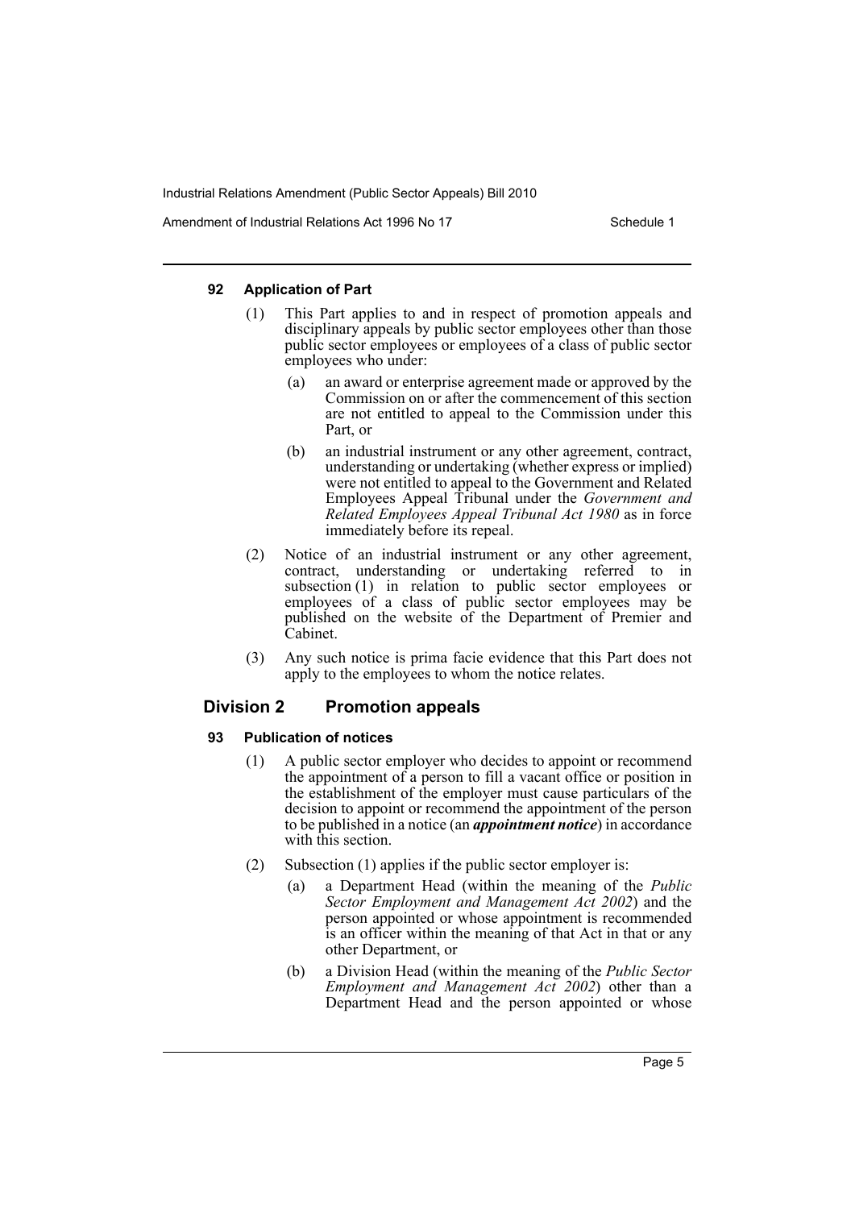#### 92 Application of Part

(1) This Part applies to and in respect of promotion appeals and disciplinary appeals by public sector employees other than those public sector employees or employees of a class of public sector employees who under:

- (a) an award or enterprise agreement made or approved by the Commission on or after the commencement of this section are not entitled to appeal to the Commission under this Part, or
- (b) an industrial instrument or any other agreement, contract, understanding or undertaking (whether express or implied) were not entitled to appeal to the Government and Related Employees Appeal Tribunal under the *Government and Related Employees Appeal Tribunal Act 1980* as in force immediately before its repeal.

(2) Notice of an industrial instrument or any other agreement, contract, understanding or undertaking referred to in subsection (1) in relation to public sector employees or employees of a class of public sector employees may be published on the website of the Department of Premier and Cabinet.

(3) Any such notice is prima facie evidence that this Part does not apply to the employees to whom the notice relates.

### Division 2 Promotion appeals

#### 93 Publication of notices

(1) A public sector employer who decides to appoint or recommend the appointment of a person to fill a vacant office or position in the establishment of the employer must cause particulars of the decision to appoint or recommend the appointment of the person to be published in a notice (an ***appointment notice***) in accordance with this section.

(2) Subsection (1) applies if the public sector employer is:

- (a) a Department Head (within the meaning of the *Public Sector Employment and Management Act 2002*) and the person appointed or whose appointment is recommended is an officer within the meaning of that Act in that or any other Department, or
- (b) a Division Head (within the meaning of the *Public Sector Employment and Management Act 2002*) other than a Department Head and the person appointed or whose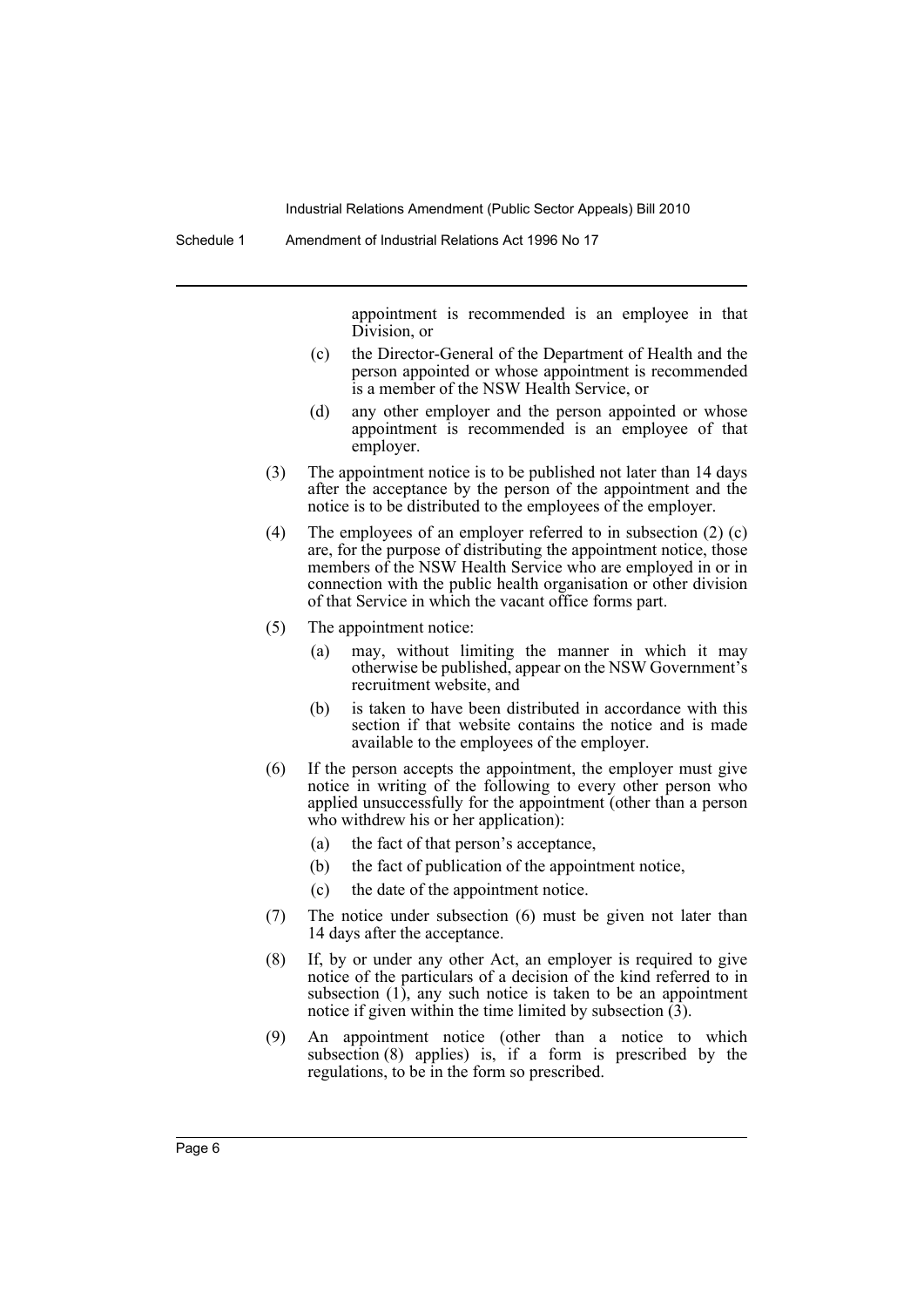appointment is recommended is an employee in that Division, or

(c) the Director-General of the Department of Health and the person appointed or whose appointment is recommended is a member of the NSW Health Service, or

(d) any other employer and the person appointed or whose appointment is recommended is an employee of that employer.

(3) The appointment notice is to be published not later than 14 days after the acceptance by the person of the appointment and the notice is to be distributed to the employees of the employer.

(4) The employees of an employer referred to in subsection (2) (c) are, for the purpose of distributing the appointment notice, those members of the NSW Health Service who are employed in or in connection with the public health organisation or other division of that Service in which the vacant office forms part.

(5) The appointment notice:

(a) may, without limiting the manner in which it may otherwise be published, appear on the NSW Government's recruitment website, and

(b) is taken to have been distributed in accordance with this section if that website contains the notice and is made available to the employees of the employer.

(6) If the person accepts the appointment, the employer must give notice in writing of the following to every other person who applied unsuccessfully for the appointment (other than a person who withdrew his or her application):

(a) the fact of that person's acceptance,

(b) the fact of publication of the appointment notice,

(c) the date of the appointment notice.

(7) The notice under subsection (6) must be given not later than 14 days after the acceptance.

(8) If, by or under any other Act, an employer is required to give notice of the particulars of a decision of the kind referred to in subsection (1), any such notice is taken to be an appointment notice if given within the time limited by subsection (3).

(9) An appointment notice (other than a notice to which subsection (8) applies) is, if a form is prescribed by the regulations, to be in the form so prescribed.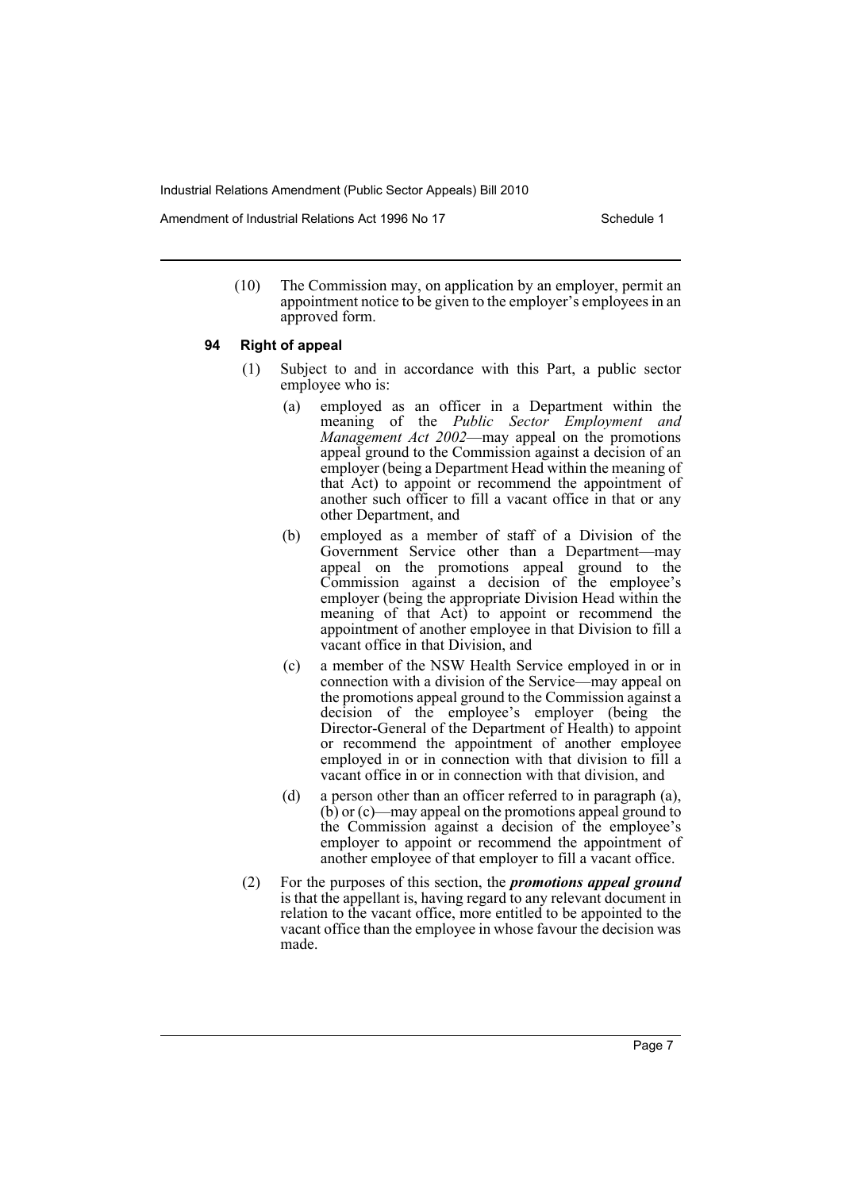(10) The Commission may, on application by an employer, permit an appointment notice to be given to the employer's employees in an approved form.

**94 Right of appeal**

(1) Subject to and in accordance with this Part, a public sector employee who is:

(a) employed as an officer in a Department within the meaning of the *Public Sector Employment and Management Act 2002*—may appeal on the promotions appeal ground to the Commission against a decision of an employer (being a Department Head within the meaning of that Act) to appoint or recommend the appointment of another such officer to fill a vacant office in that or any other Department, and

(b) employed as a member of staff of a Division of the Government Service other than a Department—may appeal on the promotions appeal ground to the Commission against a decision of the employee's employer (being the appropriate Division Head within the meaning of that Act) to appoint or recommend the appointment of another employee in that Division to fill a vacant office in that Division, and

(c) a member of the NSW Health Service employed in or in connection with a division of the Service—may appeal on the promotions appeal ground to the Commission against a decision of the employee's employer (being the Director-General of the Department of Health) to appoint or recommend the appointment of another employee employed in or in connection with that division to fill a vacant office in or in connection with that division, and

(d) a person other than an officer referred to in paragraph (a), (b) or (c)—may appeal on the promotions appeal ground to the Commission against a decision of the employee's employer to appoint or recommend the appointment of another employee of that employer to fill a vacant office.

(2) For the purposes of this section, the ***promotions appeal ground*** is that the appellant is, having regard to any relevant document in relation to the vacant office, more entitled to be appointed to the vacant office than the employee in whose favour the decision was made.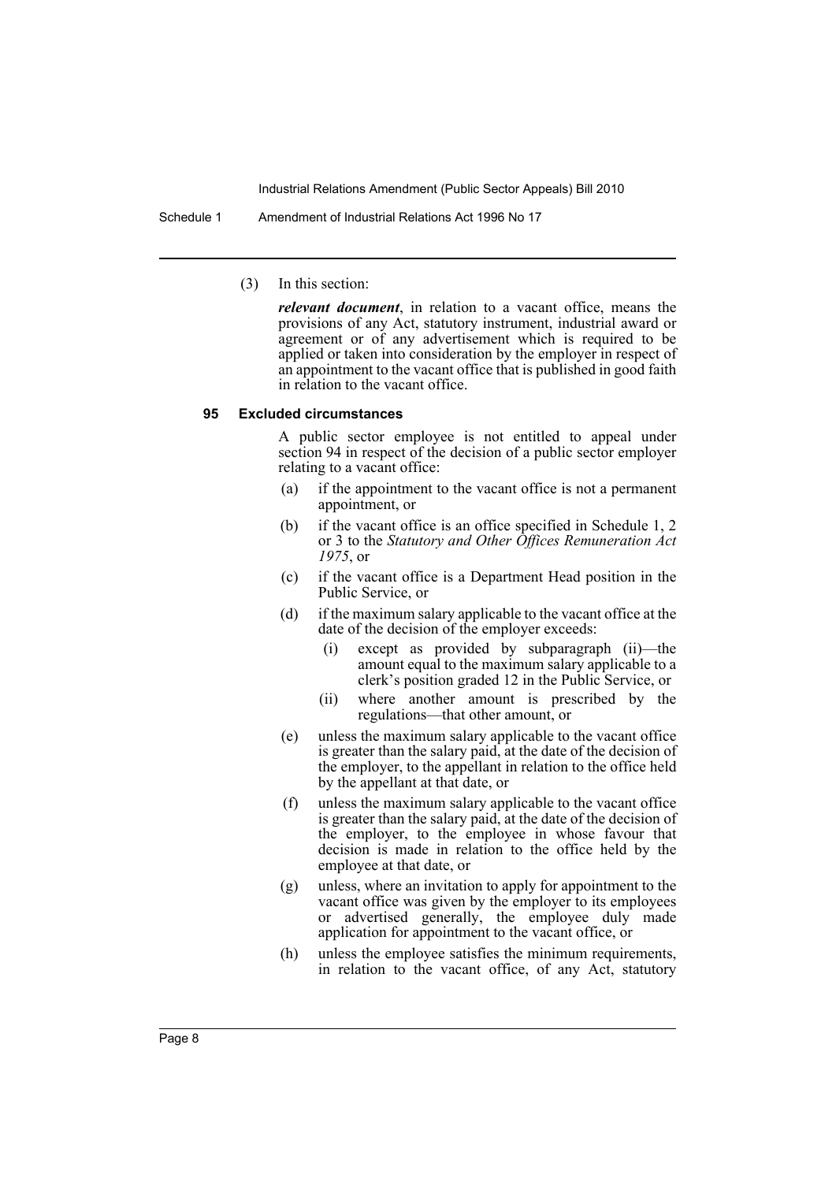(3) In this section:

*relevant document*, in relation to a vacant office, means the provisions of any Act, statutory instrument, industrial award or agreement or of any advertisement which is required to be applied or taken into consideration by the employer in respect of an appointment to the vacant office that is published in good faith in relation to the vacant office.

#### 95 Excluded circumstances

A public sector employee is not entitled to appeal under section 94 in respect of the decision of a public sector employer relating to a vacant office:

- (a) if the appointment to the vacant office is not a permanent appointment, or
- (b) if the vacant office is an office specified in Schedule 1, 2 or 3 to the *Statutory and Other Offices Remuneration Act 1975*, or
- (c) if the vacant office is a Department Head position in the Public Service, or
- (d) if the maximum salary applicable to the vacant office at the date of the decision of the employer exceeds:
  - (i) except as provided by subparagraph (ii)—the amount equal to the maximum salary applicable to a clerk's position graded 12 in the Public Service, or
  - (ii) where another amount is prescribed by the regulations—that other amount, or
- (e) unless the maximum salary applicable to the vacant office is greater than the salary paid, at the date of the decision of the employer, to the appellant in relation to the office held by the appellant at that date, or
- (f) unless the maximum salary applicable to the vacant office is greater than the salary paid, at the date of the decision of the employer, to the employee in whose favour that decision is made in relation to the office held by the employee at that date, or
- (g) unless, where an invitation to apply for appointment to the vacant office was given by the employer to its employees or advertised generally, the employee duly made application for appointment to the vacant office, or
- (h) unless the employee satisfies the minimum requirements, in relation to the vacant office, of any Act, statutory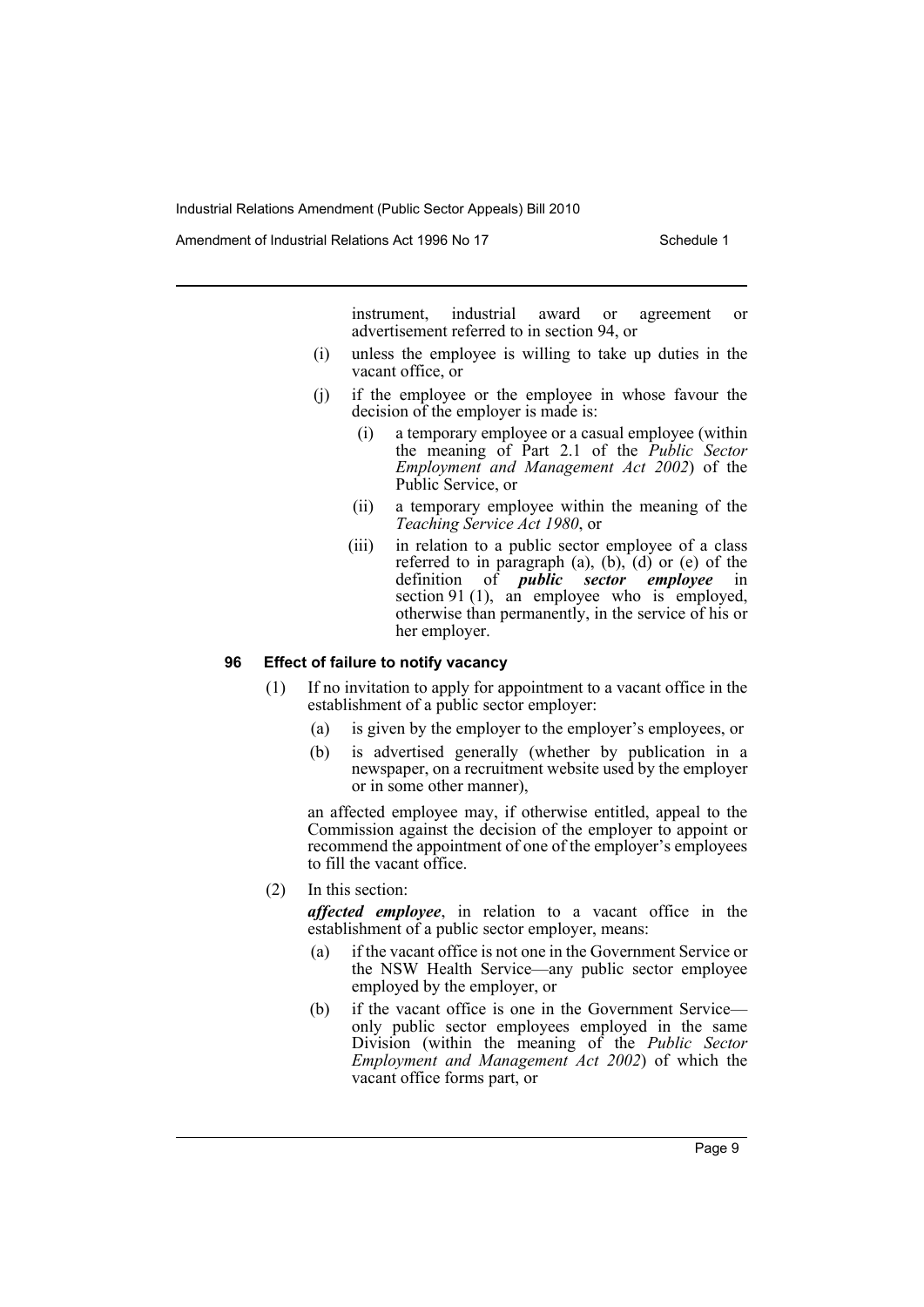instrument, industrial award or agreement or advertisement referred to in section 94, or

(i) unless the employee is willing to take up duties in the vacant office, or

(j) if the employee or the employee in whose favour the decision of the employer is made is:

  (i) a temporary employee or a casual employee (within the meaning of Part 2.1 of the *Public Sector Employment and Management Act 2002*) of the Public Service, or

  (ii) a temporary employee within the meaning of the *Teaching Service Act 1980*, or

  (iii) in relation to a public sector employee of a class referred to in paragraph (a), (b), (d) or (e) of the definition of ***public sector employee*** in section 91 (1), an employee who is employed, otherwise than permanently, in the service of his or her employer.

#### 96 Effect of failure to notify vacancy

(1) If no invitation to apply for appointment to a vacant office in the establishment of a public sector employer:

  (a) is given by the employer to the employer's employees, or

  (b) is advertised generally (whether by publication in a newspaper, on a recruitment website used by the employer or in some other manner),

  an affected employee may, if otherwise entitled, appeal to the Commission against the decision of the employer to appoint or recommend the appointment of one of the employer's employees to fill the vacant office.

(2) In this section:

  ***affected employee***, in relation to a vacant office in the establishment of a public sector employer, means:

  (a) if the vacant office is not one in the Government Service or the NSW Health Service—any public sector employee employed by the employer, or

  (b) if the vacant office is one in the Government Service—only public sector employees employed in the same Division (within the meaning of the *Public Sector Employment and Management Act 2002*) of which the vacant office forms part, or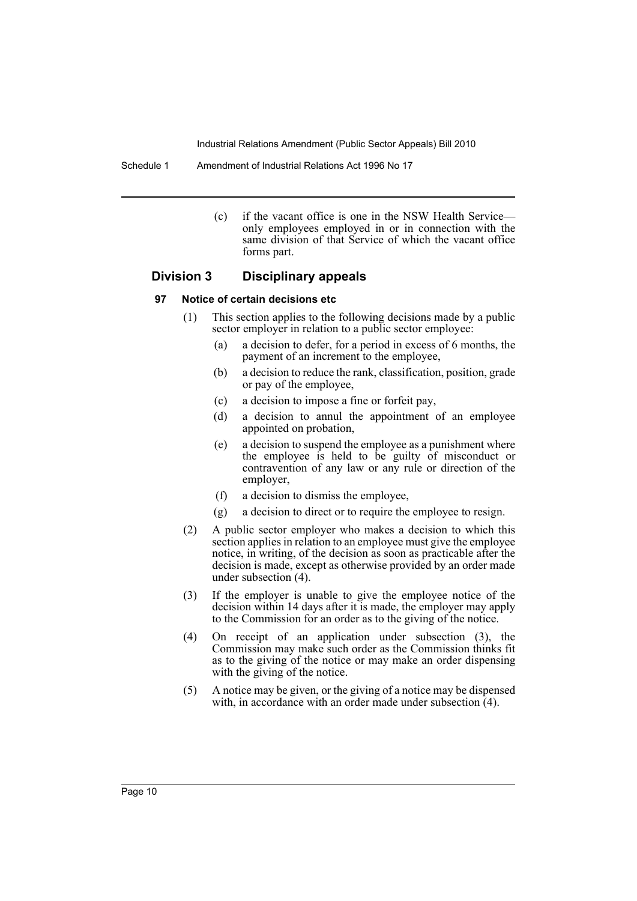(c) if the vacant office is one in the NSW Health Service—only employees employed in or in connection with the same division of that Service of which the vacant office forms part.

## Division 3 Disciplinary appeals

### 97 Notice of certain decisions etc

(1) This section applies to the following decisions made by a public sector employer in relation to a public sector employee:

- (a) a decision to defer, for a period in excess of 6 months, the payment of an increment to the employee,
- (b) a decision to reduce the rank, classification, position, grade or pay of the employee,
- (c) a decision to impose a fine or forfeit pay,
- (d) a decision to annul the appointment of an employee appointed on probation,
- (e) a decision to suspend the employee as a punishment where the employee is held to be guilty of misconduct or contravention of any law or any rule or direction of the employer,
- (f) a decision to dismiss the employee,
- (g) a decision to direct or to require the employee to resign.

(2) A public sector employer who makes a decision to which this section applies in relation to an employee must give the employee notice, in writing, of the decision as soon as practicable after the decision is made, except as otherwise provided by an order made under subsection (4).

(3) If the employer is unable to give the employee notice of the decision within 14 days after it is made, the employer may apply to the Commission for an order as to the giving of the notice.

(4) On receipt of an application under subsection (3), the Commission may make such order as the Commission thinks fit as to the giving of the notice or may make an order dispensing with the giving of the notice.

(5) A notice may be given, or the giving of a notice may be dispensed with, in accordance with an order made under subsection (4).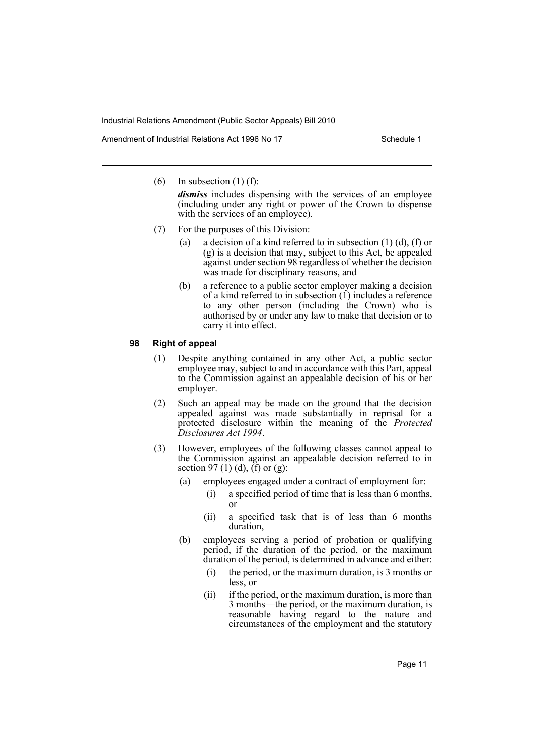(6) In subsection (1) (f):

*dismiss* includes dispensing with the services of an employee (including under any right or power of the Crown to dispense with the services of an employee).

(7) For the purposes of this Division:

(a) a decision of a kind referred to in subsection (1) (d), (f) or (g) is a decision that may, subject to this Act, be appealed against under section 98 regardless of whether the decision was made for disciplinary reasons, and

(b) a reference to a public sector employer making a decision of a kind referred to in subsection (1) includes a reference to any other person (including the Crown) who is authorised by or under any law to make that decision or to carry it into effect.

### 98 Right of appeal

(1) Despite anything contained in any other Act, a public sector employee may, subject to and in accordance with this Part, appeal to the Commission against an appealable decision of his or her employer.

(2) Such an appeal may be made on the ground that the decision appealed against was made substantially in reprisal for a protected disclosure within the meaning of the *Protected Disclosures Act 1994*.

(3) However, employees of the following classes cannot appeal to the Commission against an appealable decision referred to in section 97 (1) (d), (f) or (g):

(a) employees engaged under a contract of employment for:

(i) a specified period of time that is less than 6 months, or

(ii) a specified task that is of less than 6 months duration,

(b) employees serving a period of probation or qualifying period, if the duration of the period, or the maximum duration of the period, is determined in advance and either:

(i) the period, or the maximum duration, is 3 months or less, or

(ii) if the period, or the maximum duration, is more than 3 months—the period, or the maximum duration, is reasonable having regard to the nature and circumstances of the employment and the statutory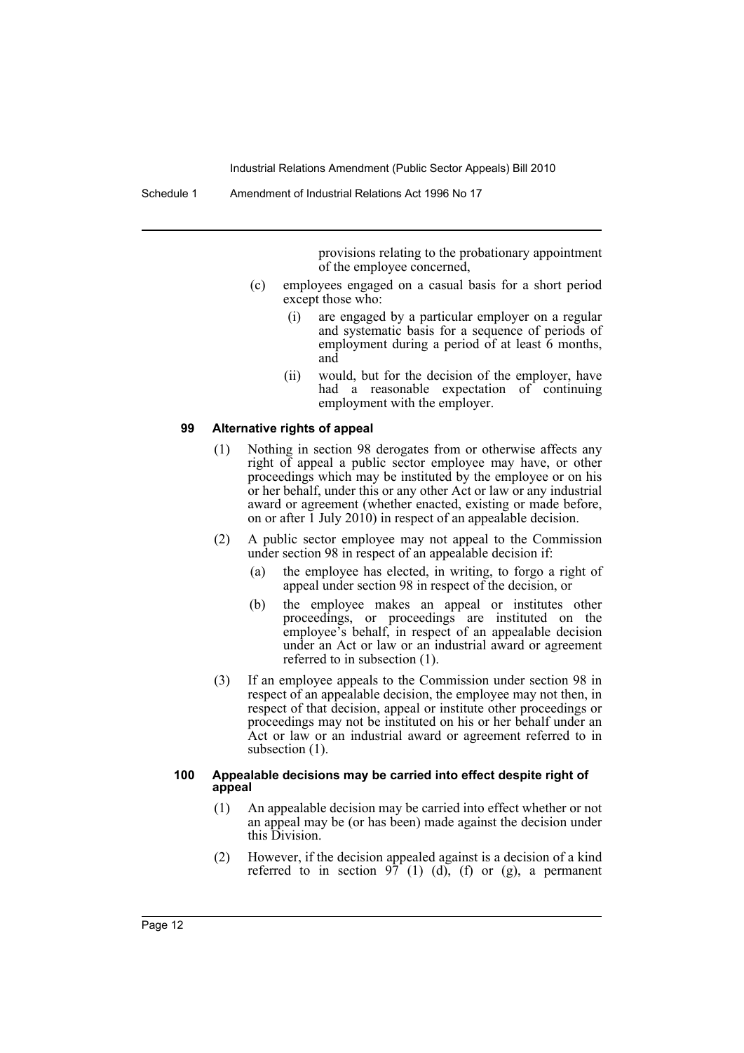provisions relating to the probationary appointment of the employee concerned,

(c) employees engaged on a casual basis for a short period except those who:

(i) are engaged by a particular employer on a regular and systematic basis for a sequence of periods of employment during a period of at least 6 months, and

(ii) would, but for the decision of the employer, have had a reasonable expectation of continuing employment with the employer.

**99 Alternative rights of appeal**

(1) Nothing in section 98 derogates from or otherwise affects any right of appeal a public sector employee may have, or other proceedings which may be instituted by the employee or on his or her behalf, under this or any other Act or law or any industrial award or agreement (whether enacted, existing or made before, on or after 1 July 2010) in respect of an appealable decision.

(2) A public sector employee may not appeal to the Commission under section 98 in respect of an appealable decision if:

(a) the employee has elected, in writing, to forgo a right of appeal under section 98 in respect of the decision, or

(b) the employee makes an appeal or institutes other proceedings, or proceedings are instituted on the employee's behalf, in respect of an appealable decision under an Act or law or an industrial award or agreement referred to in subsection (1).

(3) If an employee appeals to the Commission under section 98 in respect of an appealable decision, the employee may not then, in respect of that decision, appeal or institute other proceedings or proceedings may not be instituted on his or her behalf under an Act or law or an industrial award or agreement referred to in subsection (1).

**100 Appealable decisions may be carried into effect despite right of appeal**

(1) An appealable decision may be carried into effect whether or not an appeal may be (or has been) made against the decision under this Division.

(2) However, if the decision appealed against is a decision of a kind referred to in section 97 (1) (d), (f) or (g), a permanent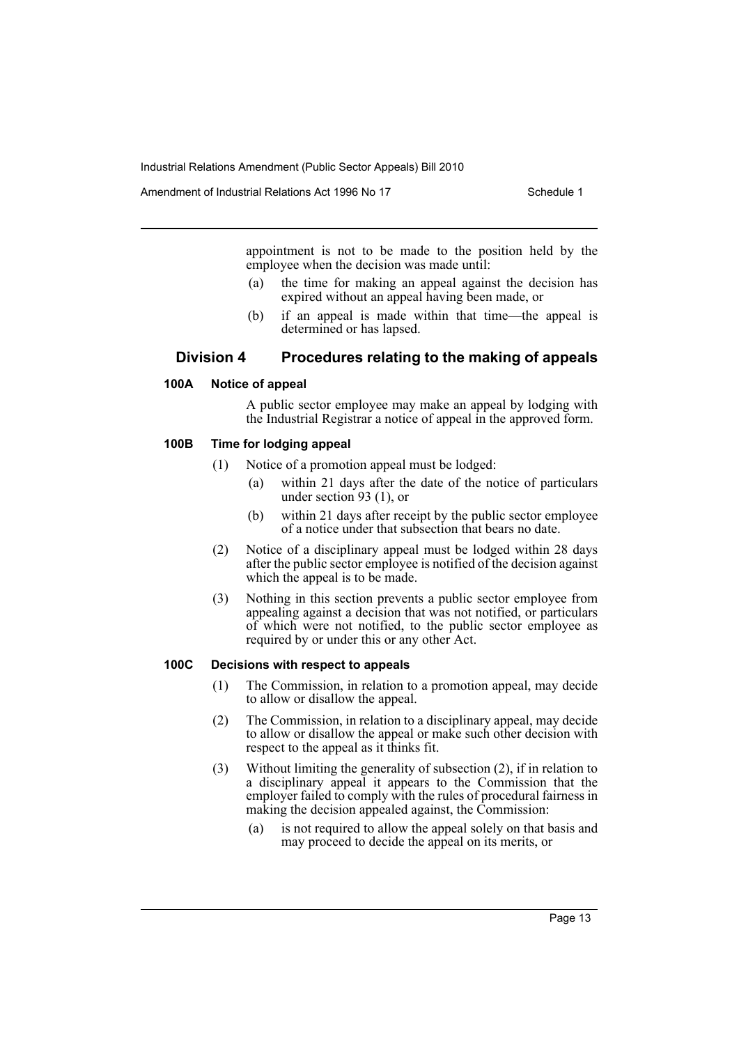appointment is not to be made to the position held by the employee when the decision was made until:

(a) the time for making an appeal against the decision has expired without an appeal having been made, or

(b) if an appeal is made within that time—the appeal is determined or has lapsed.

## Division 4 Procedures relating to the making of appeals

### 100A Notice of appeal

A public sector employee may make an appeal by lodging with the Industrial Registrar a notice of appeal in the approved form.

### 100B Time for lodging appeal

(1) Notice of a promotion appeal must be lodged:

(a) within 21 days after the date of the notice of particulars under section 93 (1), or

(b) within 21 days after receipt by the public sector employee of a notice under that subsection that bears no date.

(2) Notice of a disciplinary appeal must be lodged within 28 days after the public sector employee is notified of the decision against which the appeal is to be made.

(3) Nothing in this section prevents a public sector employee from appealing against a decision that was not notified, or particulars of which were not notified, to the public sector employee as required by or under this or any other Act.

### 100C Decisions with respect to appeals

(1) The Commission, in relation to a promotion appeal, may decide to allow or disallow the appeal.

(2) The Commission, in relation to a disciplinary appeal, may decide to allow or disallow the appeal or make such other decision with respect to the appeal as it thinks fit.

(3) Without limiting the generality of subsection (2), if in relation to a disciplinary appeal it appears to the Commission that the employer failed to comply with the rules of procedural fairness in making the decision appealed against, the Commission:

(a) is not required to allow the appeal solely on that basis and may proceed to decide the appeal on its merits, or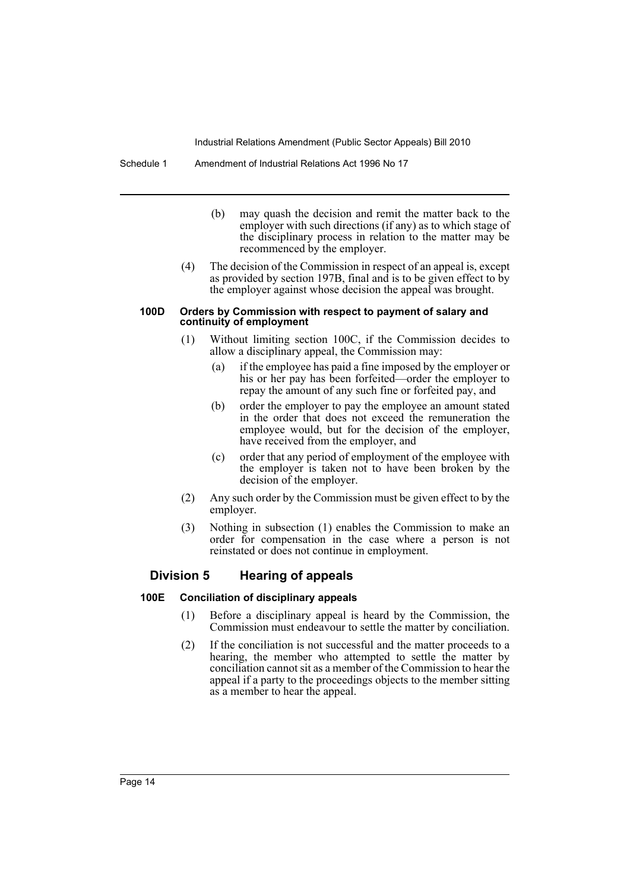(b) may quash the decision and remit the matter back to the employer with such directions (if any) as to which stage of the disciplinary process in relation to the matter may be recommenced by the employer.

(4) The decision of the Commission in respect of an appeal is, except as provided by section 197B, final and is to be given effect to by the employer against whose decision the appeal was brought.

#### 100D Orders by Commission with respect to payment of salary and continuity of employment

(1) Without limiting section 100C, if the Commission decides to allow a disciplinary appeal, the Commission may:

(a) if the employee has paid a fine imposed by the employer or his or her pay has been forfeited—order the employer to repay the amount of any such fine or forfeited pay, and

(b) order the employer to pay the employee an amount stated in the order that does not exceed the remuneration the employee would, but for the decision of the employer, have received from the employer, and

(c) order that any period of employment of the employee with the employer is taken not to have been broken by the decision of the employer.

(2) Any such order by the Commission must be given effect to by the employer.

(3) Nothing in subsection (1) enables the Commission to make an order for compensation in the case where a person is not reinstated or does not continue in employment.

### Division 5 Hearing of appeals

#### 100E Conciliation of disciplinary appeals

(1) Before a disciplinary appeal is heard by the Commission, the Commission must endeavour to settle the matter by conciliation.

(2) If the conciliation is not successful and the matter proceeds to a hearing, the member who attempted to settle the matter by conciliation cannot sit as a member of the Commission to hear the appeal if a party to the proceedings objects to the member sitting as a member to hear the appeal.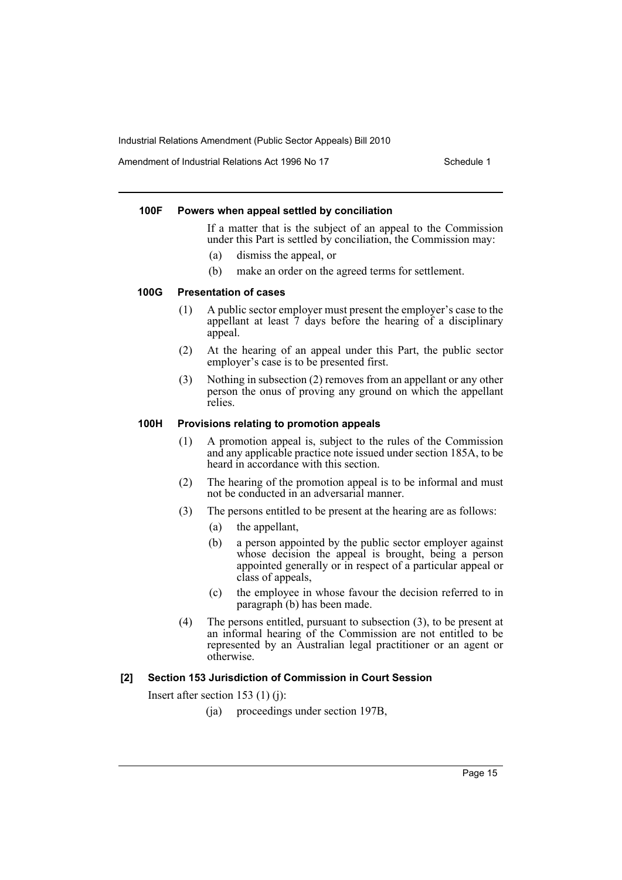#### 100F Powers when appeal settled by conciliation

If a matter that is the subject of an appeal to the Commission under this Part is settled by conciliation, the Commission may:

(a) dismiss the appeal, or

(b) make an order on the agreed terms for settlement.

#### 100G Presentation of cases

(1) A public sector employer must present the employer's case to the appellant at least 7 days before the hearing of a disciplinary appeal.

(2) At the hearing of an appeal under this Part, the public sector employer's case is to be presented first.

(3) Nothing in subsection (2) removes from an appellant or any other person the onus of proving any ground on which the appellant relies.

#### 100H Provisions relating to promotion appeals

(1) A promotion appeal is, subject to the rules of the Commission and any applicable practice note issued under section 185A, to be heard in accordance with this section.

(2) The hearing of the promotion appeal is to be informal and must not be conducted in an adversarial manner.

(3) The persons entitled to be present at the hearing are as follows:

(a) the appellant,

(b) a person appointed by the public sector employer against whose decision the appeal is brought, being a person appointed generally or in respect of a particular appeal or class of appeals,

(c) the employee in whose favour the decision referred to in paragraph (b) has been made.

(4) The persons entitled, pursuant to subsection (3), to be present at an informal hearing of the Commission are not entitled to be represented by an Australian legal practitioner or an agent or otherwise.

#### [2] Section 153 Jurisdiction of Commission in Court Session

Insert after section 153 (1) (j):

(ja) proceedings under section 197B,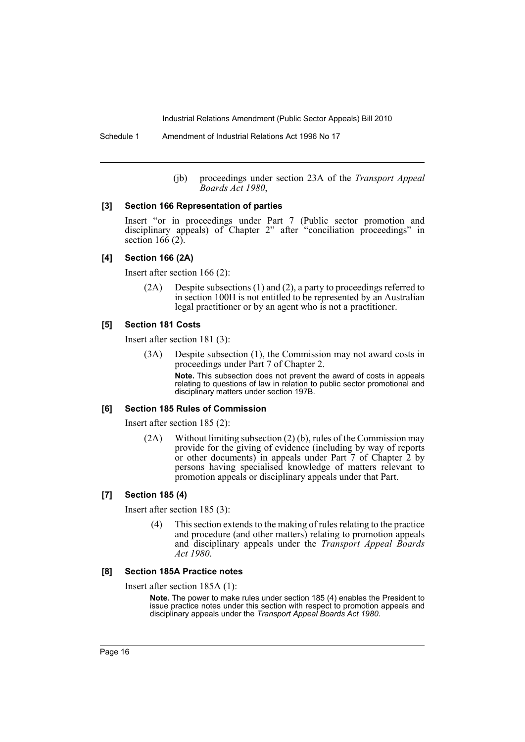(jb) proceedings under section 23A of the *Transport Appeal Boards Act 1980*,

#### [3] Section 166 Representation of parties

Insert "or in proceedings under Part 7 (Public sector promotion and disciplinary appeals) of Chapter 2" after "conciliation proceedings" in section 166 (2).

#### [4] Section 166 (2A)

Insert after section 166 (2):

(2A) Despite subsections (1) and (2), a party to proceedings referred to in section 100H is not entitled to be represented by an Australian legal practitioner or by an agent who is not a practitioner.

#### [5] Section 181 Costs

Insert after section 181 (3):

(3A) Despite subsection (1), the Commission may not award costs in proceedings under Part 7 of Chapter 2.

**Note.** This subsection does not prevent the award of costs in appeals relating to questions of law in relation to public sector promotional and disciplinary matters under section 197B.

#### [6] Section 185 Rules of Commission

Insert after section 185 (2):

(2A) Without limiting subsection (2) (b), rules of the Commission may provide for the giving of evidence (including by way of reports or other documents) in appeals under Part 7 of Chapter 2 by persons having specialised knowledge of matters relevant to promotion appeals or disciplinary appeals under that Part.

#### [7] Section 185 (4)

Insert after section 185 (3):

(4) This section extends to the making of rules relating to the practice and procedure (and other matters) relating to promotion appeals and disciplinary appeals under the *Transport Appeal Boards Act 1980*.

#### [8] Section 185A Practice notes

Insert after section 185A (1):

**Note.** The power to make rules under section 185 (4) enables the President to issue practice notes under this section with respect to promotion appeals and disciplinary appeals under the *Transport Appeal Boards Act 1980*.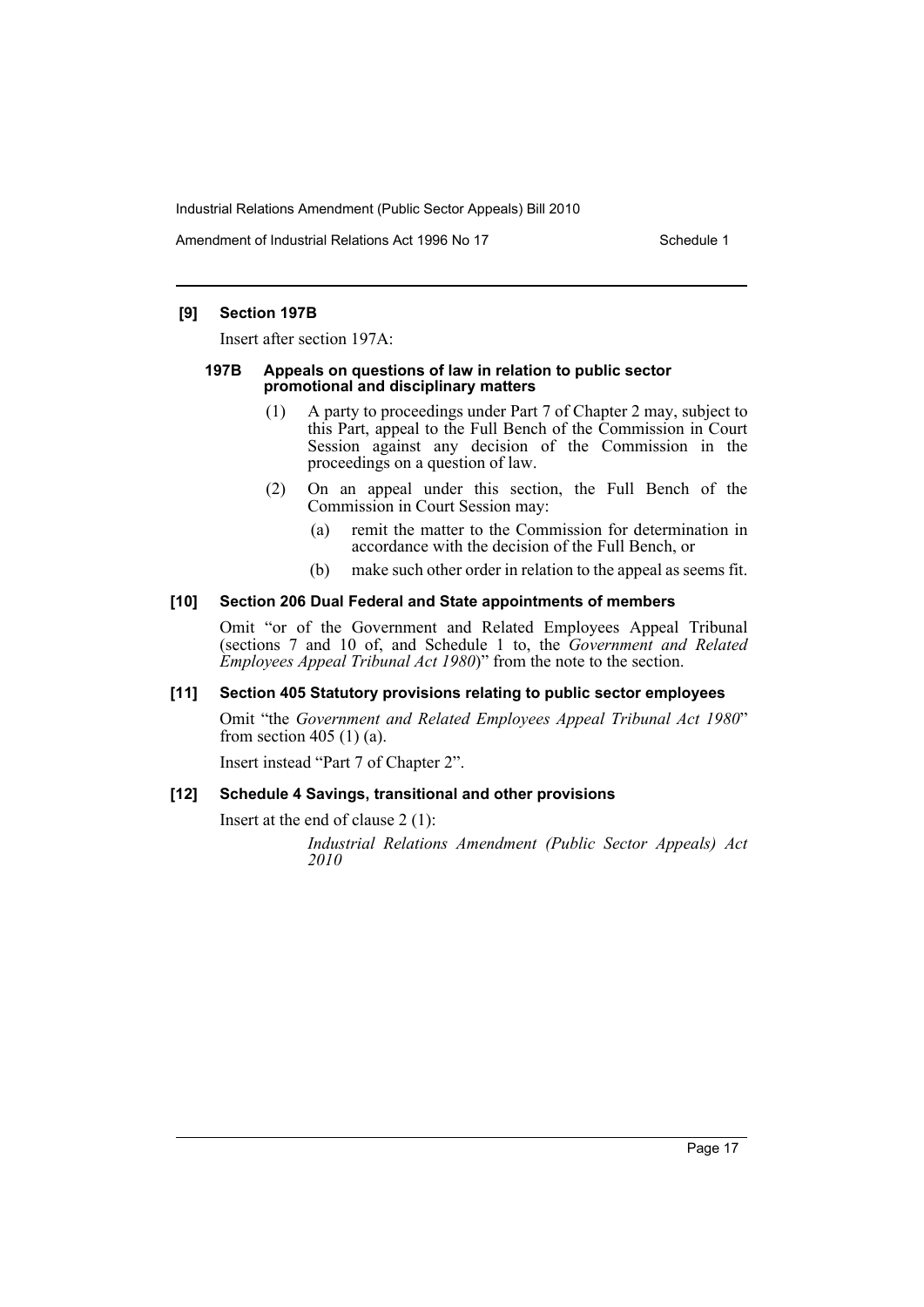### [9] Section 197B

Insert after section 197A:

#### 197B Appeals on questions of law in relation to public sector promotional and disciplinary matters

(1) A party to proceedings under Part 7 of Chapter 2 may, subject to this Part, appeal to the Full Bench of the Commission in Court Session against any decision of the Commission in the proceedings on a question of law.

(2) On an appeal under this section, the Full Bench of the Commission in Court Session may:

(a) remit the matter to the Commission for determination in accordance with the decision of the Full Bench, or

(b) make such other order in relation to the appeal as seems fit.

### [10] Section 206 Dual Federal and State appointments of members

Omit "or of the Government and Related Employees Appeal Tribunal (sections 7 and 10 of, and Schedule 1 to, the *Government and Related Employees Appeal Tribunal Act 1980*)" from the note to the section.

### [11] Section 405 Statutory provisions relating to public sector employees

Omit "the *Government and Related Employees Appeal Tribunal Act 1980*" from section 405 (1) (a).

Insert instead "Part 7 of Chapter 2".

### [12] Schedule 4 Savings, transitional and other provisions

Insert at the end of clause 2 (1):

*Industrial Relations Amendment (Public Sector Appeals) Act 2010*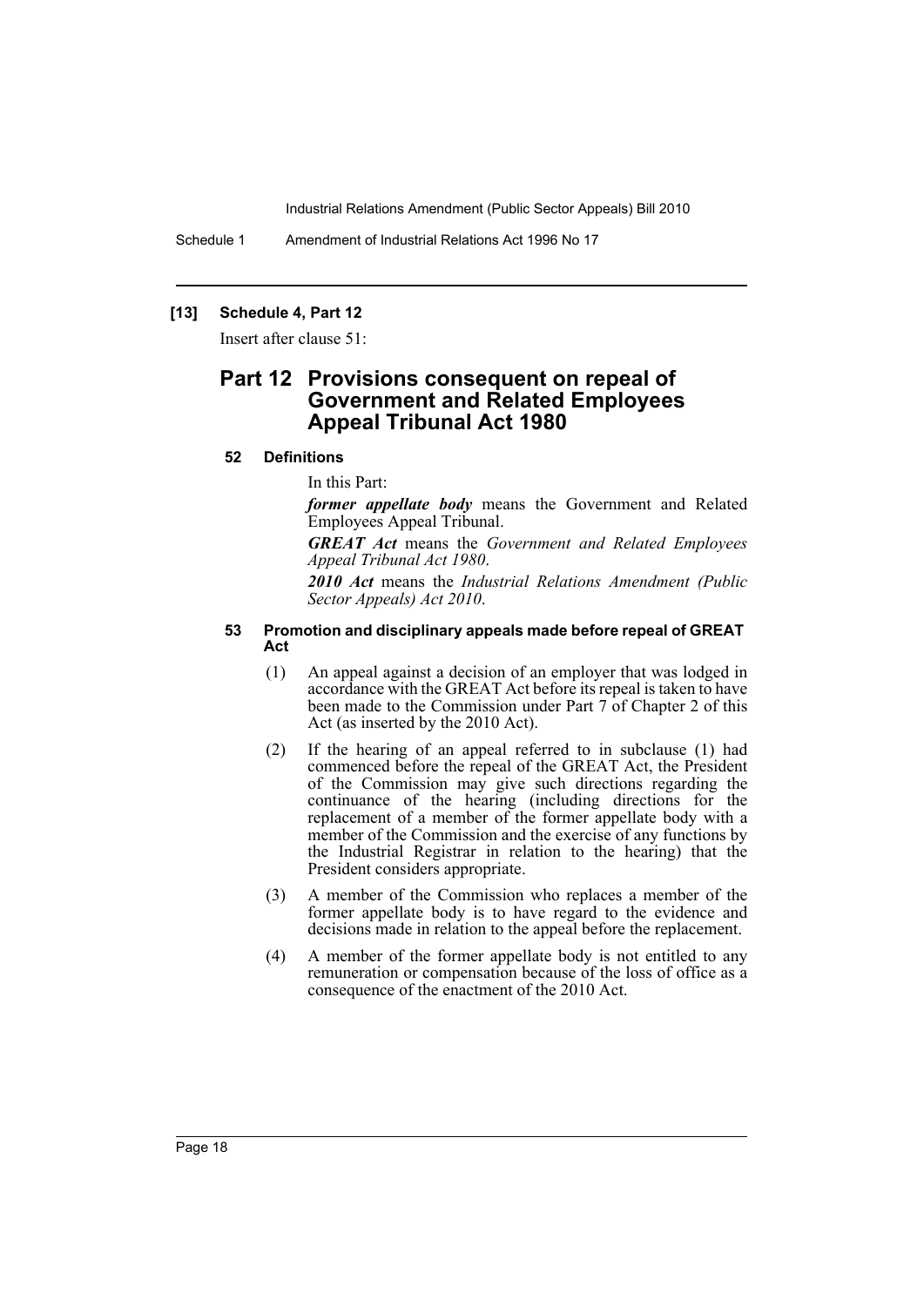**[13] Schedule 4, Part 12**

Insert after clause 51:

## Part 12 Provisions consequent on repeal of Government and Related Employees Appeal Tribunal Act 1980

### 52 Definitions

In this Part:

***former appellate body*** means the Government and Related Employees Appeal Tribunal.

***GREAT Act*** means the *Government and Related Employees Appeal Tribunal Act 1980*.

***2010 Act*** means the *Industrial Relations Amendment (Public Sector Appeals) Act 2010*.

### 53 Promotion and disciplinary appeals made before repeal of GREAT Act

(1) An appeal against a decision of an employer that was lodged in accordance with the GREAT Act before its repeal is taken to have been made to the Commission under Part 7 of Chapter 2 of this Act (as inserted by the 2010 Act).

(2) If the hearing of an appeal referred to in subclause (1) had commenced before the repeal of the GREAT Act, the President of the Commission may give such directions regarding the continuance of the hearing (including directions for the replacement of a member of the former appellate body with a member of the Commission and the exercise of any functions by the Industrial Registrar in relation to the hearing) that the President considers appropriate.

(3) A member of the Commission who replaces a member of the former appellate body is to have regard to the evidence and decisions made in relation to the appeal before the replacement.

(4) A member of the former appellate body is not entitled to any remuneration or compensation because of the loss of office as a consequence of the enactment of the 2010 Act.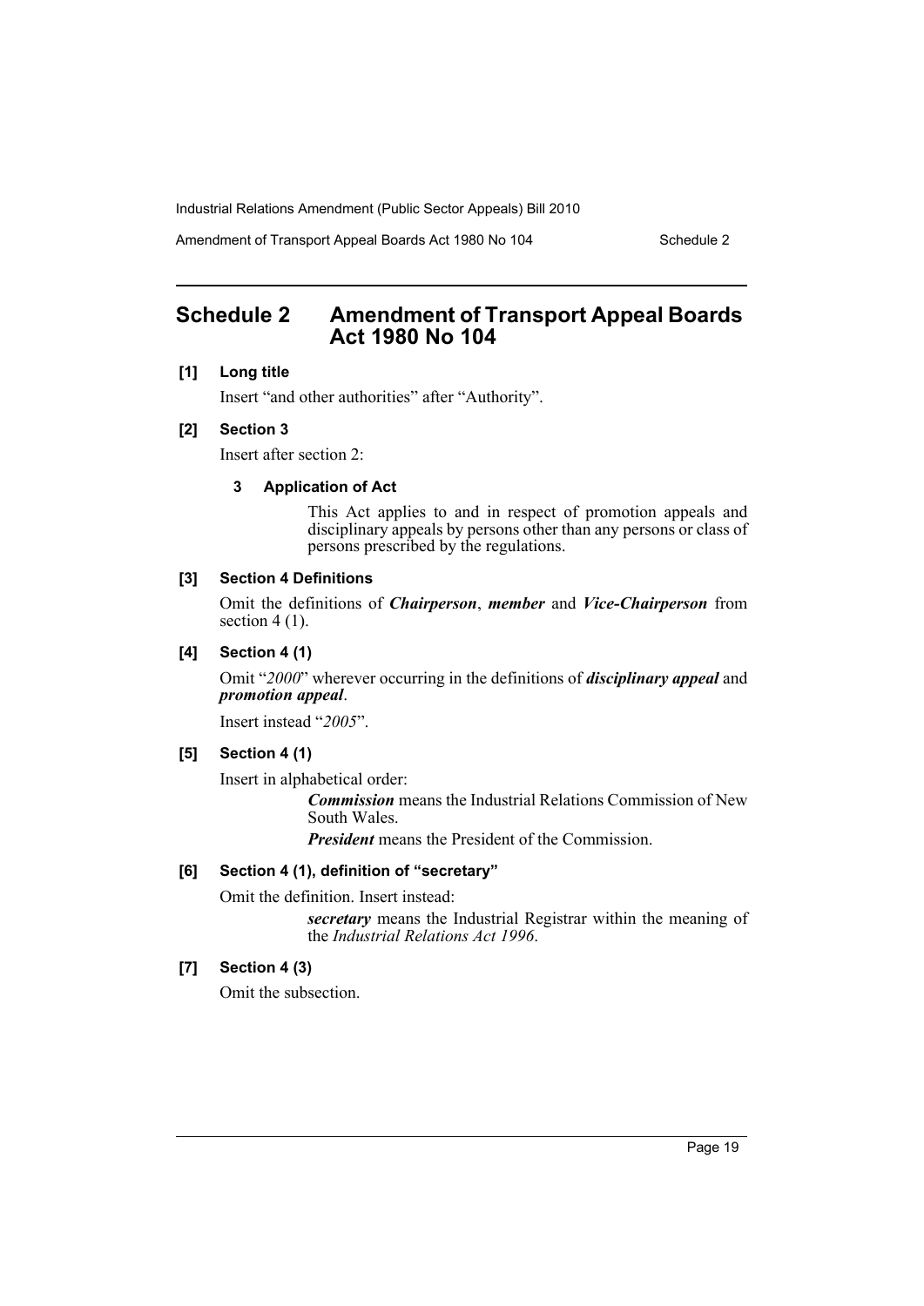# Schedule 2 Amendment of Transport Appeal Boards Act 1980 No 104

**[1] Long title**

Insert "and other authorities" after "Authority".

**[2] Section 3**

Insert after section 2:

**3 Application of Act**

This Act applies to and in respect of promotion appeals and disciplinary appeals by persons other than any persons or class of persons prescribed by the regulations.

**[3] Section 4 Definitions**

Omit the definitions of ***Chairperson***, ***member*** and ***Vice-Chairperson*** from section 4 (1).

**[4] Section 4 (1)**

Omit "*2000*" wherever occurring in the definitions of ***disciplinary appeal*** and ***promotion appeal***.

Insert instead "*2005*".

**[5] Section 4 (1)**

Insert in alphabetical order:

***Commission*** means the Industrial Relations Commission of New South Wales.

***President*** means the President of the Commission.

**[6] Section 4 (1), definition of "secretary"**

Omit the definition. Insert instead:

***secretary*** means the Industrial Registrar within the meaning of the *Industrial Relations Act 1996*.

**[7] Section 4 (3)**

Omit the subsection.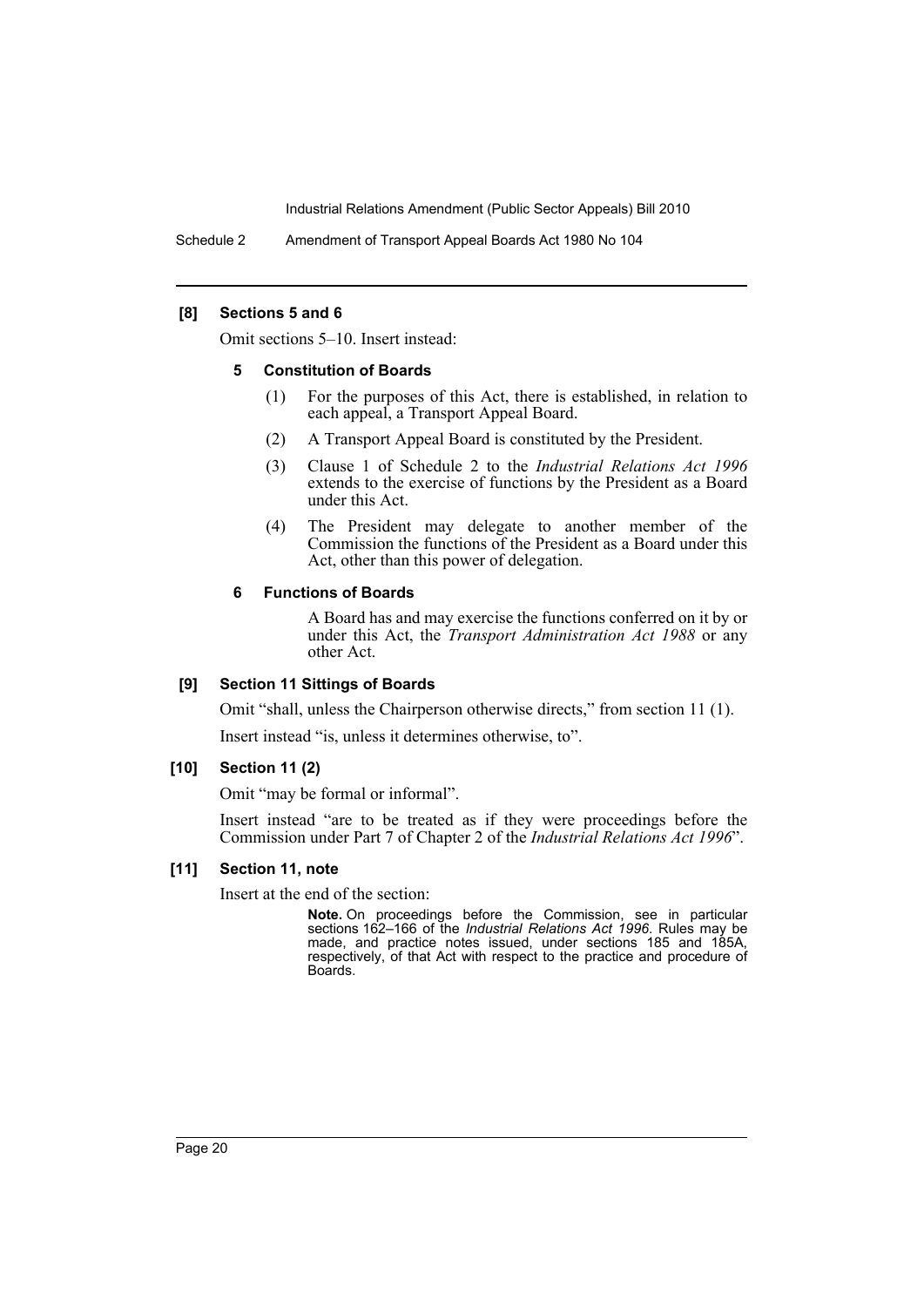**[8] Sections 5 and 6**

Omit sections 5–10. Insert instead:

**5 Constitution of Boards**

(1) For the purposes of this Act, there is established, in relation to each appeal, a Transport Appeal Board.

(2) A Transport Appeal Board is constituted by the President.

(3) Clause 1 of Schedule 2 to the *Industrial Relations Act 1996* extends to the exercise of functions by the President as a Board under this Act.

(4) The President may delegate to another member of the Commission the functions of the President as a Board under this Act, other than this power of delegation.

**6 Functions of Boards**

A Board has and may exercise the functions conferred on it by or under this Act, the *Transport Administration Act 1988* or any other Act.

**[9] Section 11 Sittings of Boards**

Omit "shall, unless the Chairperson otherwise directs," from section 11 (1).

Insert instead "is, unless it determines otherwise, to".

**[10] Section 11 (2)**

Omit "may be formal or informal".

Insert instead "are to be treated as if they were proceedings before the Commission under Part 7 of Chapter 2 of the *Industrial Relations Act 1996*".

**[11] Section 11, note**

Insert at the end of the section:

**Note.** On proceedings before the Commission, see in particular sections 162–166 of the *Industrial Relations Act 1996*. Rules may be made, and practice notes issued, under sections 185 and 185A, respectively, of that Act with respect to the practice and procedure of Boards.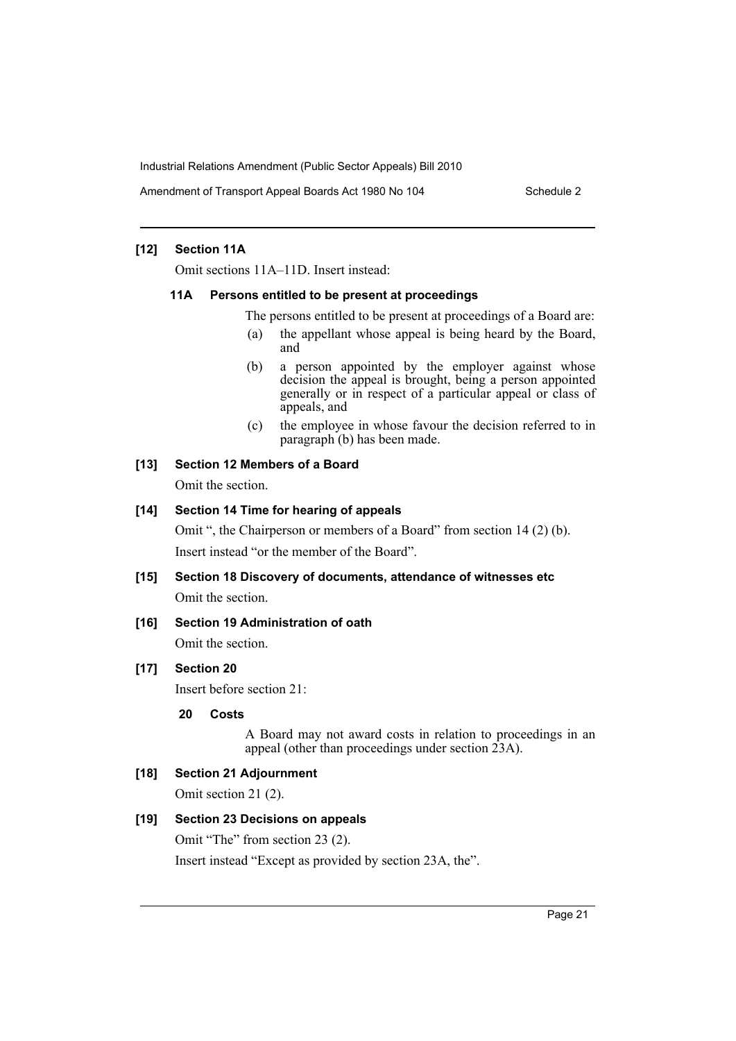**[12] Section 11A**

Omit sections 11A–11D. Insert instead:

**11A Persons entitled to be present at proceedings**

The persons entitled to be present at proceedings of a Board are:

(a) the appellant whose appeal is being heard by the Board, and

(b) a person appointed by the employer against whose decision the appeal is brought, being a person appointed generally or in respect of a particular appeal or class of appeals, and

(c) the employee in whose favour the decision referred to in paragraph (b) has been made.

**[13] Section 12 Members of a Board**

Omit the section.

**[14] Section 14 Time for hearing of appeals**

Omit ", the Chairperson or members of a Board" from section 14 (2) (b).

Insert instead "or the member of the Board".

**[15] Section 18 Discovery of documents, attendance of witnesses etc**

Omit the section.

**[16] Section 19 Administration of oath**

Omit the section.

**[17] Section 20**

Insert before section 21:

**20 Costs**

A Board may not award costs in relation to proceedings in an appeal (other than proceedings under section 23A).

**[18] Section 21 Adjournment**

Omit section 21 (2).

**[19] Section 23 Decisions on appeals**

Omit "The" from section 23 (2).

Insert instead "Except as provided by section 23A, the".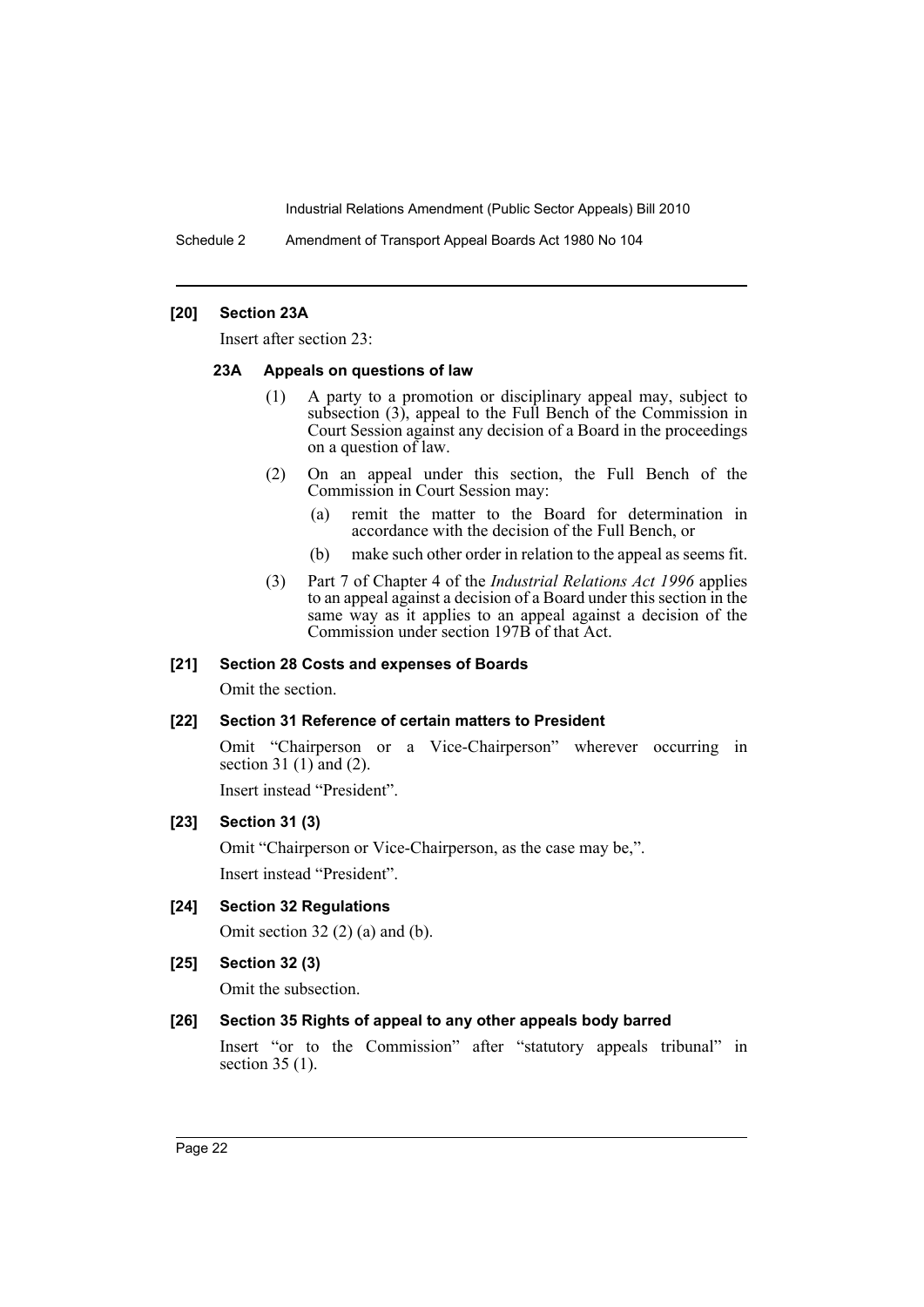#### [20] Section 23A

Insert after section 23:

##### 23A Appeals on questions of law

(1) A party to a promotion or disciplinary appeal may, subject to subsection (3), appeal to the Full Bench of the Commission in Court Session against any decision of a Board in the proceedings on a question of law.

(2) On an appeal under this section, the Full Bench of the Commission in Court Session may:

(a) remit the matter to the Board for determination in accordance with the decision of the Full Bench, or

(b) make such other order in relation to the appeal as seems fit.

(3) Part 7 of Chapter 4 of the *Industrial Relations Act 1996* applies to an appeal against a decision of a Board under this section in the same way as it applies to an appeal against a decision of the Commission under section 197B of that Act.

#### [21] Section 28 Costs and expenses of Boards

Omit the section.

#### [22] Section 31 Reference of certain matters to President

Omit "Chairperson or a Vice-Chairperson" wherever occurring in section 31 (1) and (2).

Insert instead "President".

#### [23] Section 31 (3)

Omit "Chairperson or Vice-Chairperson, as the case may be,".

Insert instead "President".

#### [24] Section 32 Regulations

Omit section 32 (2) (a) and (b).

#### [25] Section 32 (3)

Omit the subsection.

#### [26] Section 35 Rights of appeal to any other appeals body barred

Insert "or to the Commission" after "statutory appeals tribunal" in section 35 (1).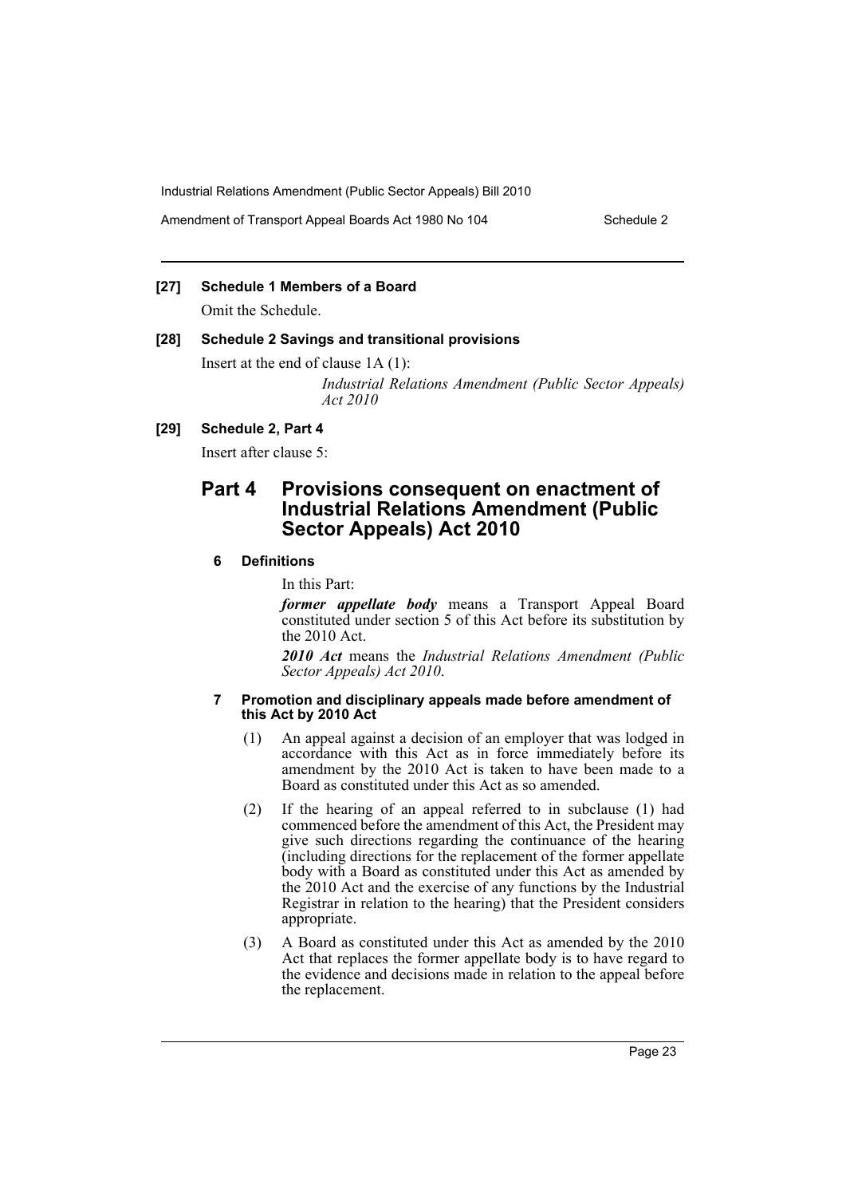### [27] Schedule 1 Members of a Board

Omit the Schedule.

### [28] Schedule 2 Savings and transitional provisions

Insert at the end of clause 1A (1):

*Industrial Relations Amendment (Public Sector Appeals) Act 2010*

### [29] Schedule 2, Part 4

Insert after clause 5:

## Part 4 Provisions consequent on enactment of Industrial Relations Amendment (Public Sector Appeals) Act 2010

### 6 Definitions

In this Part:

***former appellate body*** means a Transport Appeal Board constituted under section 5 of this Act before its substitution by the 2010 Act.

***2010 Act*** means the *Industrial Relations Amendment (Public Sector Appeals) Act 2010*.

### 7 Promotion and disciplinary appeals made before amendment of this Act by 2010 Act

(1) An appeal against a decision of an employer that was lodged in accordance with this Act as in force immediately before its amendment by the 2010 Act is taken to have been made to a Board as constituted under this Act as so amended.

(2) If the hearing of an appeal referred to in subclause (1) had commenced before the amendment of this Act, the President may give such directions regarding the continuance of the hearing (including directions for the replacement of the former appellate body with a Board as constituted under this Act as amended by the 2010 Act and the exercise of any functions by the Industrial Registrar in relation to the hearing) that the President considers appropriate.

(3) A Board as constituted under this Act as amended by the 2010 Act that replaces the former appellate body is to have regard to the evidence and decisions made in relation to the appeal before the replacement.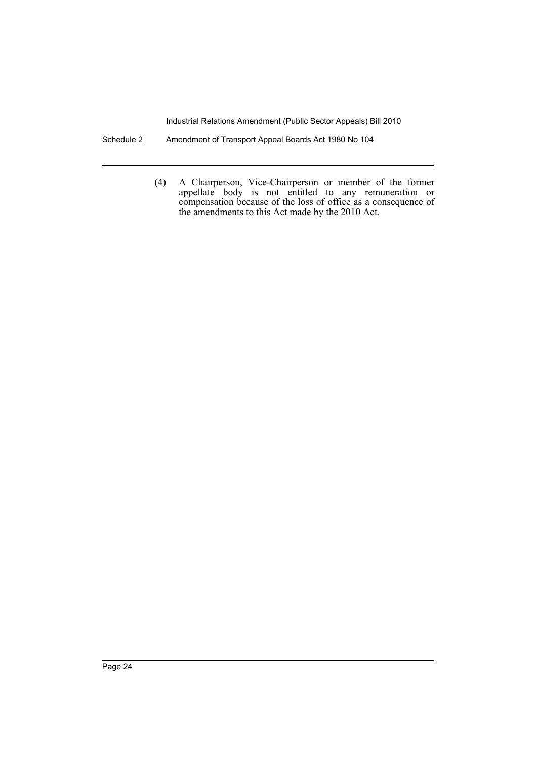(4) A Chairperson, Vice-Chairperson or member of the former appellate body is not entitled to any remuneration or compensation because of the loss of office as a consequence of the amendments to this Act made by the 2010 Act.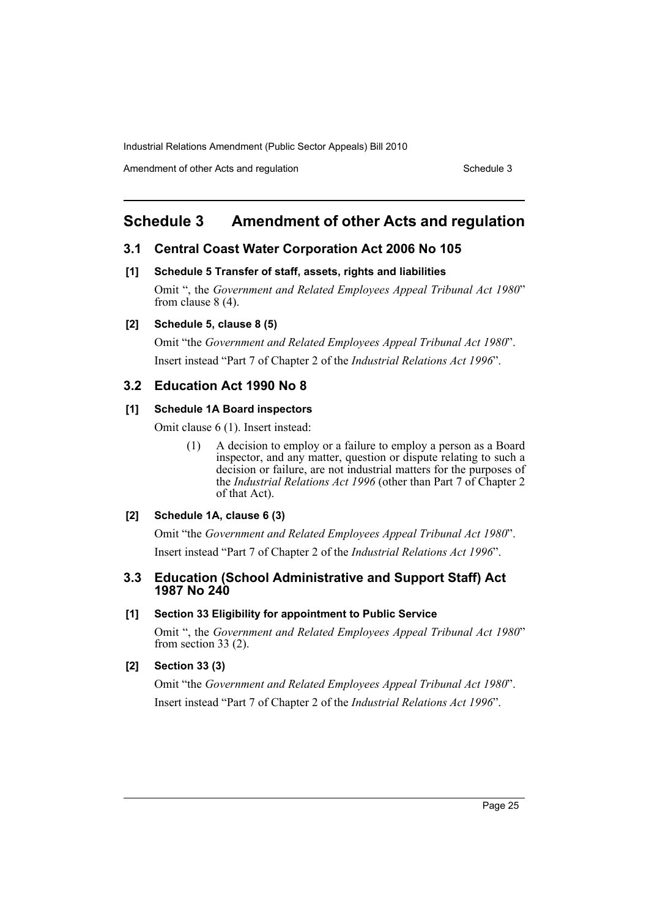# Schedule 3 Amendment of other Acts and regulation

## 3.1 Central Coast Water Corporation Act 2006 No 105

### [1] Schedule 5 Transfer of staff, assets, rights and liabilities

Omit ", the *Government and Related Employees Appeal Tribunal Act 1980*" from clause 8 (4).

### [2] Schedule 5, clause 8 (5)

Omit "the *Government and Related Employees Appeal Tribunal Act 1980*".

Insert instead "Part 7 of Chapter 2 of the *Industrial Relations Act 1996*".

## 3.2 Education Act 1990 No 8

### [1] Schedule 1A Board inspectors

Omit clause 6 (1). Insert instead:

> (1) A decision to employ or a failure to employ a person as a Board inspector, and any matter, question or dispute relating to such a decision or failure, are not industrial matters for the purposes of the *Industrial Relations Act 1996* (other than Part 7 of Chapter 2 of that Act).

### [2] Schedule 1A, clause 6 (3)

Omit "the *Government and Related Employees Appeal Tribunal Act 1980*".

Insert instead "Part 7 of Chapter 2 of the *Industrial Relations Act 1996*".

## 3.3 Education (School Administrative and Support Staff) Act 1987 No 240

### [1] Section 33 Eligibility for appointment to Public Service

Omit ", the *Government and Related Employees Appeal Tribunal Act 1980*" from section 33 (2).

### [2] Section 33 (3)

Omit "the *Government and Related Employees Appeal Tribunal Act 1980*".

Insert instead "Part 7 of Chapter 2 of the *Industrial Relations Act 1996*".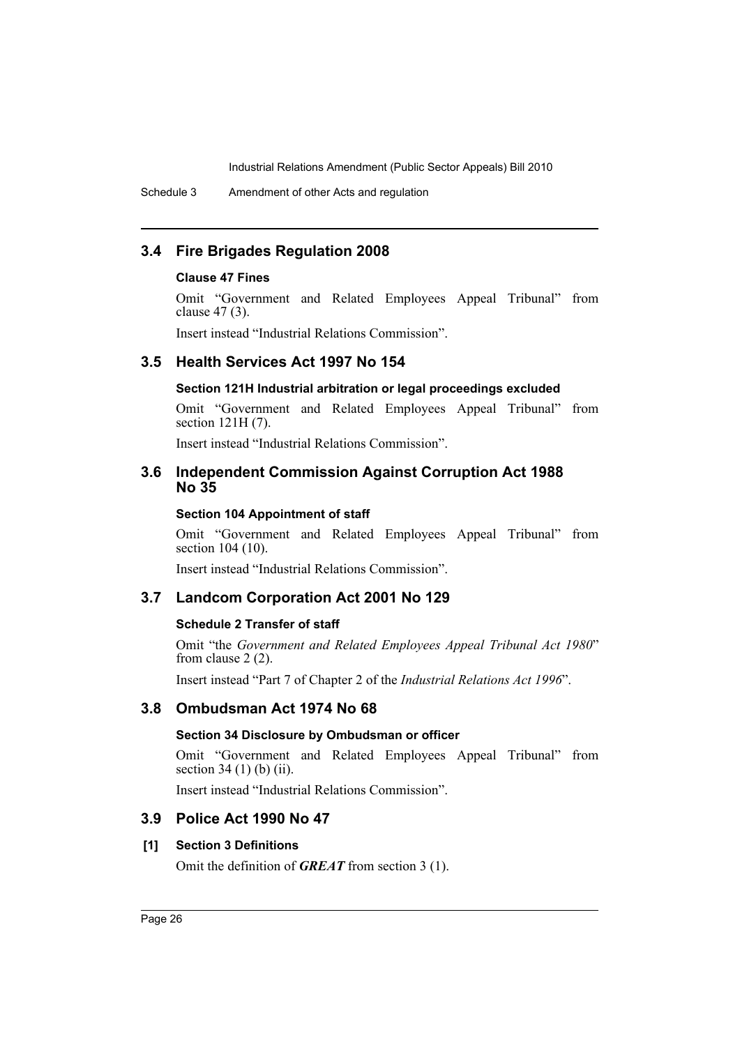## 3.4 Fire Brigades Regulation 2008

### Clause 47 Fines

Omit "Government and Related Employees Appeal Tribunal" from clause 47 (3).

Insert instead "Industrial Relations Commission".

## 3.5 Health Services Act 1997 No 154

### Section 121H Industrial arbitration or legal proceedings excluded

Omit "Government and Related Employees Appeal Tribunal" from section 121H (7).

Insert instead "Industrial Relations Commission".

## 3.6 Independent Commission Against Corruption Act 1988 No 35

### Section 104 Appointment of staff

Omit "Government and Related Employees Appeal Tribunal" from section 104 (10).

Insert instead "Industrial Relations Commission".

## 3.7 Landcom Corporation Act 2001 No 129

### Schedule 2 Transfer of staff

Omit "the *Government and Related Employees Appeal Tribunal Act 1980*" from clause 2 (2).

Insert instead "Part 7 of Chapter 2 of the *Industrial Relations Act 1996*".

## 3.8 Ombudsman Act 1974 No 68

### Section 34 Disclosure by Ombudsman or officer

Omit "Government and Related Employees Appeal Tribunal" from section 34 (1) (b) (ii).

Insert instead "Industrial Relations Commission".

## 3.9 Police Act 1990 No 47

### [1] Section 3 Definitions

Omit the definition of ***GREAT*** from section 3 (1).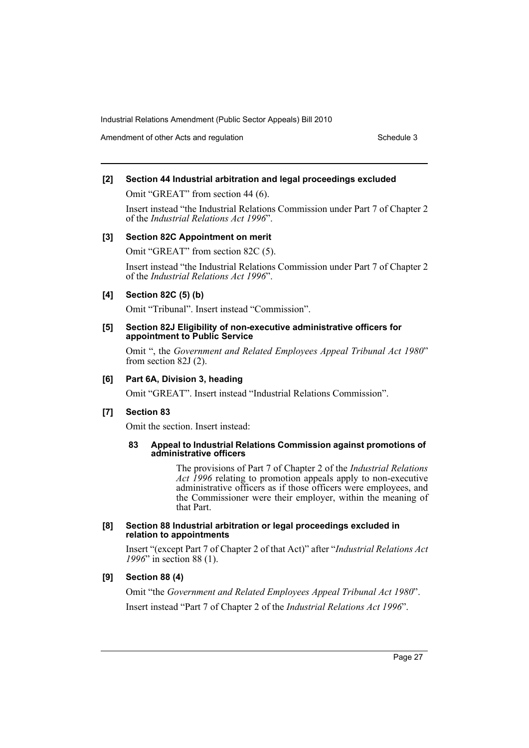#### [2] Section 44 Industrial arbitration and legal proceedings excluded

Omit "GREAT" from section 44 (6).

Insert instead "the Industrial Relations Commission under Part 7 of Chapter 2 of the *Industrial Relations Act 1996*".

#### [3] Section 82C Appointment on merit

Omit "GREAT" from section 82C (5).

Insert instead "the Industrial Relations Commission under Part 7 of Chapter 2 of the *Industrial Relations Act 1996*".

#### [4] Section 82C (5) (b)

Omit "Tribunal". Insert instead "Commission".

#### [5] Section 82J Eligibility of non-executive administrative officers for appointment to Public Service

Omit ", the *Government and Related Employees Appeal Tribunal Act 1980*" from section 82J (2).

#### [6] Part 6A, Division 3, heading

Omit "GREAT". Insert instead "Industrial Relations Commission".

#### [7] Section 83

Omit the section. Insert instead:

**83 Appeal to Industrial Relations Commission against promotions of administrative officers**

The provisions of Part 7 of Chapter 2 of the *Industrial Relations Act 1996* relating to promotion appeals apply to non-executive administrative officers as if those officers were employees, and the Commissioner were their employer, within the meaning of that Part.

#### [8] Section 88 Industrial arbitration or legal proceedings excluded in relation to appointments

Insert "(except Part 7 of Chapter 2 of that Act)" after "*Industrial Relations Act 1996*" in section 88 (1).

#### [9] Section 88 (4)

Omit "the *Government and Related Employees Appeal Tribunal Act 1980*".

Insert instead "Part 7 of Chapter 2 of the *Industrial Relations Act 1996*".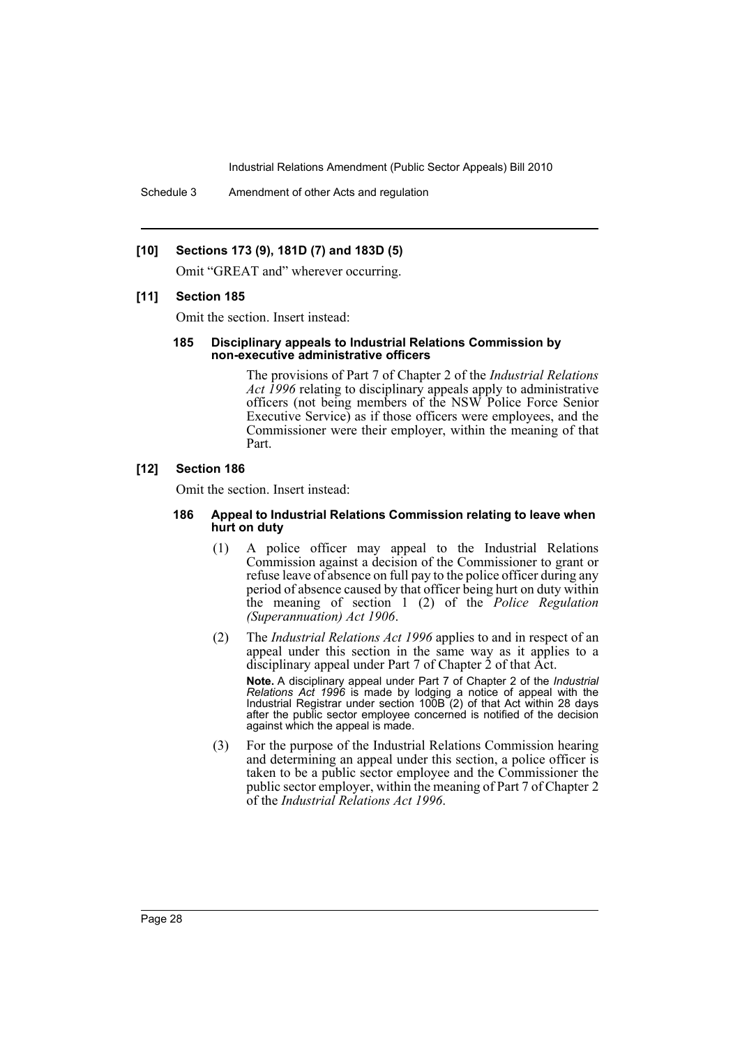**[10] Sections 173 (9), 181D (7) and 183D (5)**

Omit "GREAT and" wherever occurring.

**[11] Section 185**

Omit the section. Insert instead:

**185 Disciplinary appeals to Industrial Relations Commission by non-executive administrative officers**

The provisions of Part 7 of Chapter 2 of the *Industrial Relations Act 1996* relating to disciplinary appeals apply to administrative officers (not being members of the NSW Police Force Senior Executive Service) as if those officers were employees, and the Commissioner were their employer, within the meaning of that Part.

**[12] Section 186**

Omit the section. Insert instead:

**186 Appeal to Industrial Relations Commission relating to leave when hurt on duty**

(1) A police officer may appeal to the Industrial Relations Commission against a decision of the Commissioner to grant or refuse leave of absence on full pay to the police officer during any period of absence caused by that officer being hurt on duty within the meaning of section 1 (2) of the *Police Regulation (Superannuation) Act 1906*.

(2) The *Industrial Relations Act 1996* applies to and in respect of an appeal under this section in the same way as it applies to a disciplinary appeal under Part 7 of Chapter 2 of that Act.

**Note.** A disciplinary appeal under Part 7 of Chapter 2 of the *Industrial Relations Act 1996* is made by lodging a notice of appeal with the Industrial Registrar under section 100B (2) of that Act within 28 days after the public sector employee concerned is notified of the decision against which the appeal is made.

(3) For the purpose of the Industrial Relations Commission hearing and determining an appeal under this section, a police officer is taken to be a public sector employee and the Commissioner the public sector employer, within the meaning of Part 7 of Chapter 2 of the *Industrial Relations Act 1996*.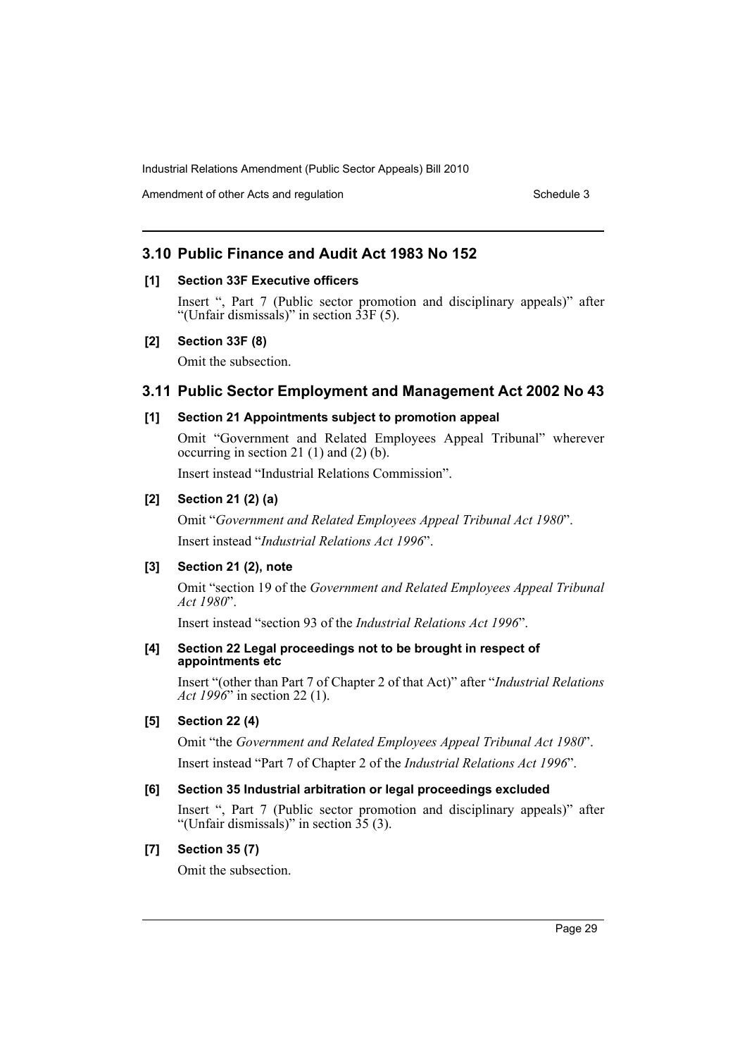## 3.10 Public Finance and Audit Act 1983 No 152

### [1] Section 33F Executive officers

Insert ", Part 7 (Public sector promotion and disciplinary appeals)" after "(Unfair dismissals)" in section 33F (5).

### [2] Section 33F (8)

Omit the subsection.

## 3.11 Public Sector Employment and Management Act 2002 No 43

### [1] Section 21 Appointments subject to promotion appeal

Omit "Government and Related Employees Appeal Tribunal" wherever occurring in section 21 (1) and (2) (b).

Insert instead "Industrial Relations Commission".

### [2] Section 21 (2) (a)

Omit "*Government and Related Employees Appeal Tribunal Act 1980*".

Insert instead "*Industrial Relations Act 1996*".

### [3] Section 21 (2), note

Omit "section 19 of the *Government and Related Employees Appeal Tribunal Act 1980*".

Insert instead "section 93 of the *Industrial Relations Act 1996*".

### [4] Section 22 Legal proceedings not to be brought in respect of appointments etc

Insert "(other than Part 7 of Chapter 2 of that Act)" after "*Industrial Relations Act 1996*" in section 22 (1).

### [5] Section 22 (4)

Omit "the *Government and Related Employees Appeal Tribunal Act 1980*".

Insert instead "Part 7 of Chapter 2 of the *Industrial Relations Act 1996*".

### [6] Section 35 Industrial arbitration or legal proceedings excluded

Insert ", Part 7 (Public sector promotion and disciplinary appeals)" after "(Unfair dismissals)" in section 35 (3).

### [7] Section 35 (7)

Omit the subsection.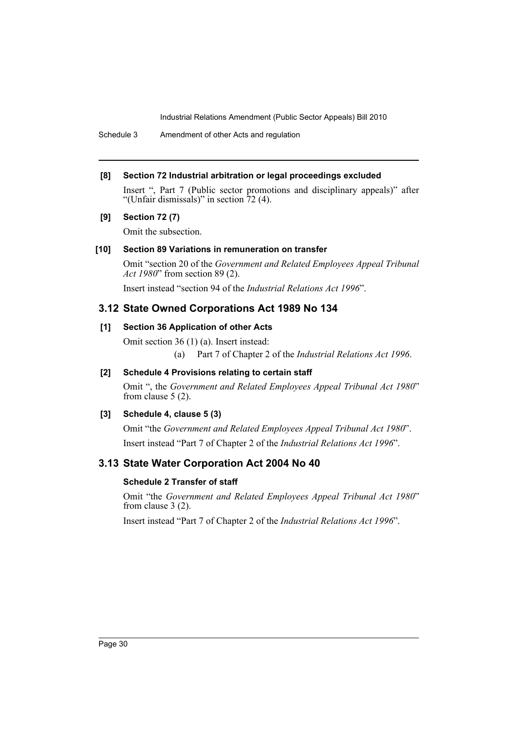**[8] Section 72 Industrial arbitration or legal proceedings excluded**

Insert ", Part 7 (Public sector promotions and disciplinary appeals)" after "(Unfair dismissals)" in section 72 (4).

**[9] Section 72 (7)**

Omit the subsection.

**[10] Section 89 Variations in remuneration on transfer**

Omit "section 20 of the *Government and Related Employees Appeal Tribunal Act 1980*" from section 89 (2).

Insert instead "section 94 of the *Industrial Relations Act 1996*".

## 3.12 State Owned Corporations Act 1989 No 134

**[1] Section 36 Application of other Acts**

Omit section 36 (1) (a). Insert instead:

(a) Part 7 of Chapter 2 of the *Industrial Relations Act 1996*.

**[2] Schedule 4 Provisions relating to certain staff**

Omit ", the *Government and Related Employees Appeal Tribunal Act 1980*" from clause 5 (2).

**[3] Schedule 4, clause 5 (3)**

Omit "the *Government and Related Employees Appeal Tribunal Act 1980*".

Insert instead "Part 7 of Chapter 2 of the *Industrial Relations Act 1996*".

## 3.13 State Water Corporation Act 2004 No 40

**Schedule 2 Transfer of staff**

Omit "the *Government and Related Employees Appeal Tribunal Act 1980*" from clause 3 (2).

Insert instead "Part 7 of Chapter 2 of the *Industrial Relations Act 1996*".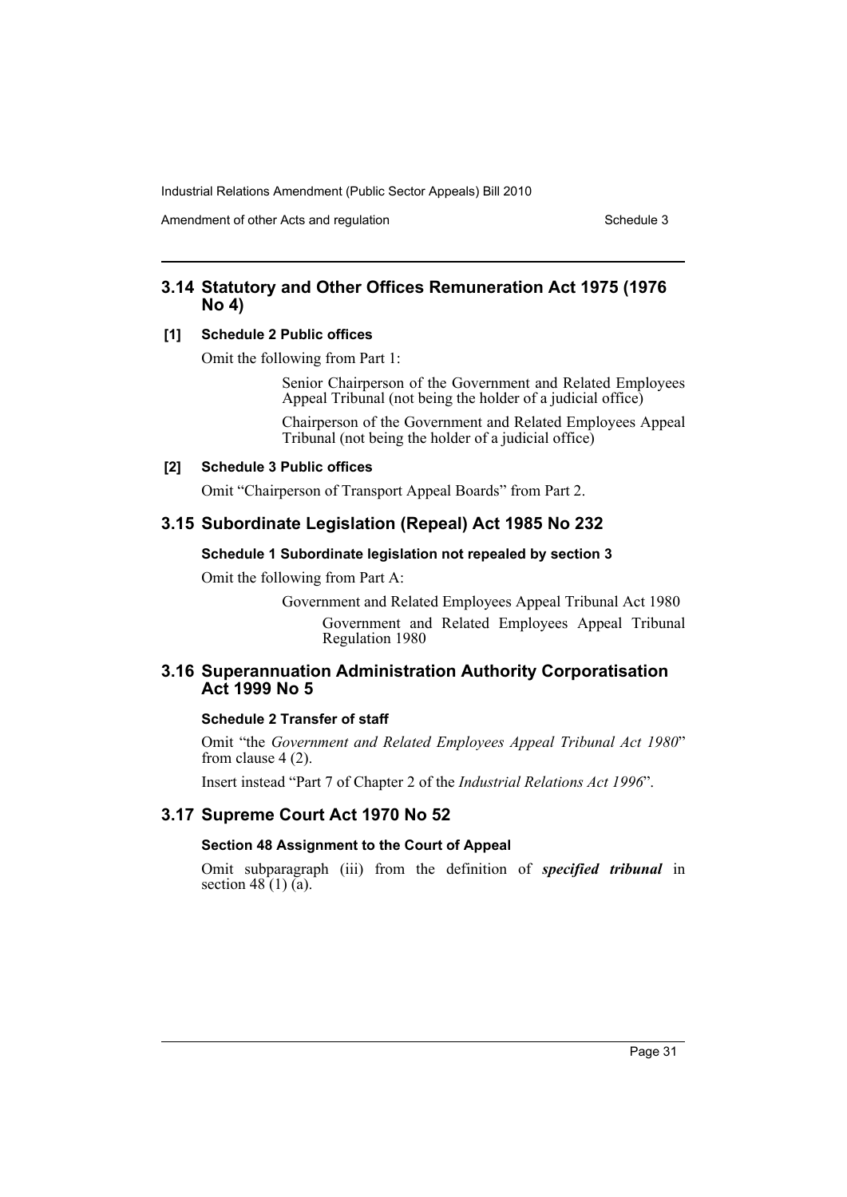## 3.14 Statutory and Other Offices Remuneration Act 1975 (1976 No 4)

**[1] Schedule 2 Public offices**

Omit the following from Part 1:

> Senior Chairperson of the Government and Related Employees Appeal Tribunal (not being the holder of a judicial office)
>
> Chairperson of the Government and Related Employees Appeal Tribunal (not being the holder of a judicial office)

**[2] Schedule 3 Public offices**

Omit "Chairperson of Transport Appeal Boards" from Part 2.

## 3.15 Subordinate Legislation (Repeal) Act 1985 No 232

**Schedule 1 Subordinate legislation not repealed by section 3**

Omit the following from Part A:

> Government and Related Employees Appeal Tribunal Act 1980
>
> > Government and Related Employees Appeal Tribunal Regulation 1980

## 3.16 Superannuation Administration Authority Corporatisation Act 1999 No 5

**Schedule 2 Transfer of staff**

Omit "the *Government and Related Employees Appeal Tribunal Act 1980*" from clause 4 (2).

Insert instead "Part 7 of Chapter 2 of the *Industrial Relations Act 1996*".

## 3.17 Supreme Court Act 1970 No 52

**Section 48 Assignment to the Court of Appeal**

Omit subparagraph (iii) from the definition of ***specified tribunal*** in section 48 (1) (a).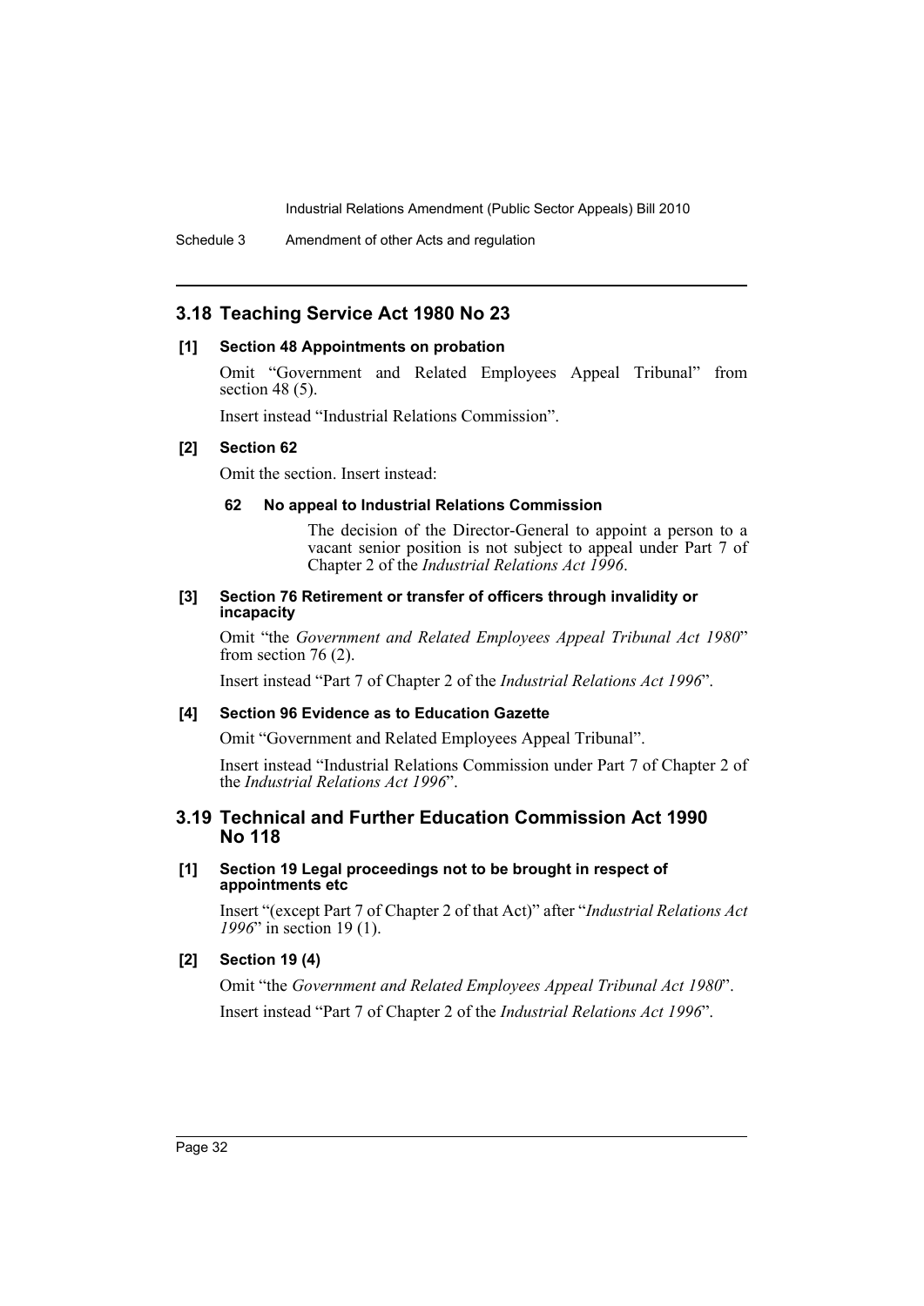## 3.18 Teaching Service Act 1980 No 23

### [1] Section 48 Appointments on probation

Omit "Government and Related Employees Appeal Tribunal" from section 48 (5).

Insert instead "Industrial Relations Commission".

### [2] Section 62

Omit the section. Insert instead:

#### 62 No appeal to Industrial Relations Commission

The decision of the Director-General to appoint a person to a vacant senior position is not subject to appeal under Part 7 of Chapter 2 of the *Industrial Relations Act 1996*.

### [3] Section 76 Retirement or transfer of officers through invalidity or incapacity

Omit "the *Government and Related Employees Appeal Tribunal Act 1980*" from section 76 (2).

Insert instead "Part 7 of Chapter 2 of the *Industrial Relations Act 1996*".

### [4] Section 96 Evidence as to Education Gazette

Omit "Government and Related Employees Appeal Tribunal".

Insert instead "Industrial Relations Commission under Part 7 of Chapter 2 of the *Industrial Relations Act 1996*".

## 3.19 Technical and Further Education Commission Act 1990 No 118

### [1] Section 19 Legal proceedings not to be brought in respect of appointments etc

Insert "(except Part 7 of Chapter 2 of that Act)" after "*Industrial Relations Act 1996*" in section 19 (1).

### [2] Section 19 (4)

Omit "the *Government and Related Employees Appeal Tribunal Act 1980*".

Insert instead "Part 7 of Chapter 2 of the *Industrial Relations Act 1996*".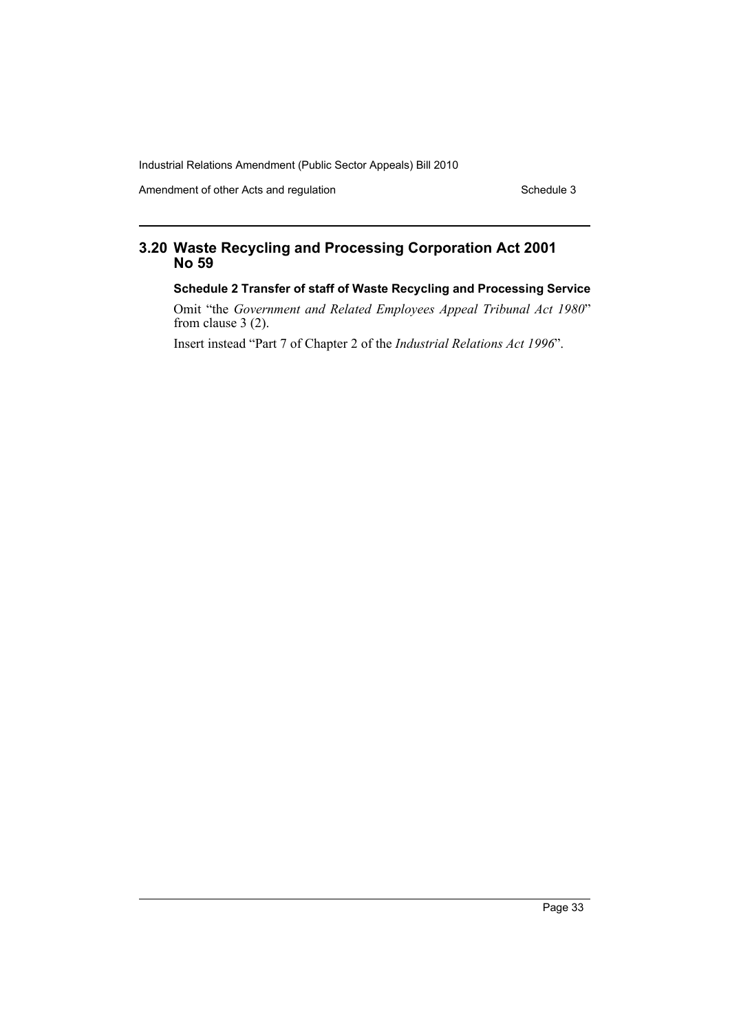## 3.20 Waste Recycling and Processing Corporation Act 2001 No 59

### Schedule 2 Transfer of staff of Waste Recycling and Processing Service

Omit "the *Government and Related Employees Appeal Tribunal Act 1980*" from clause 3 (2).

Insert instead "Part 7 of Chapter 2 of the *Industrial Relations Act 1996*".